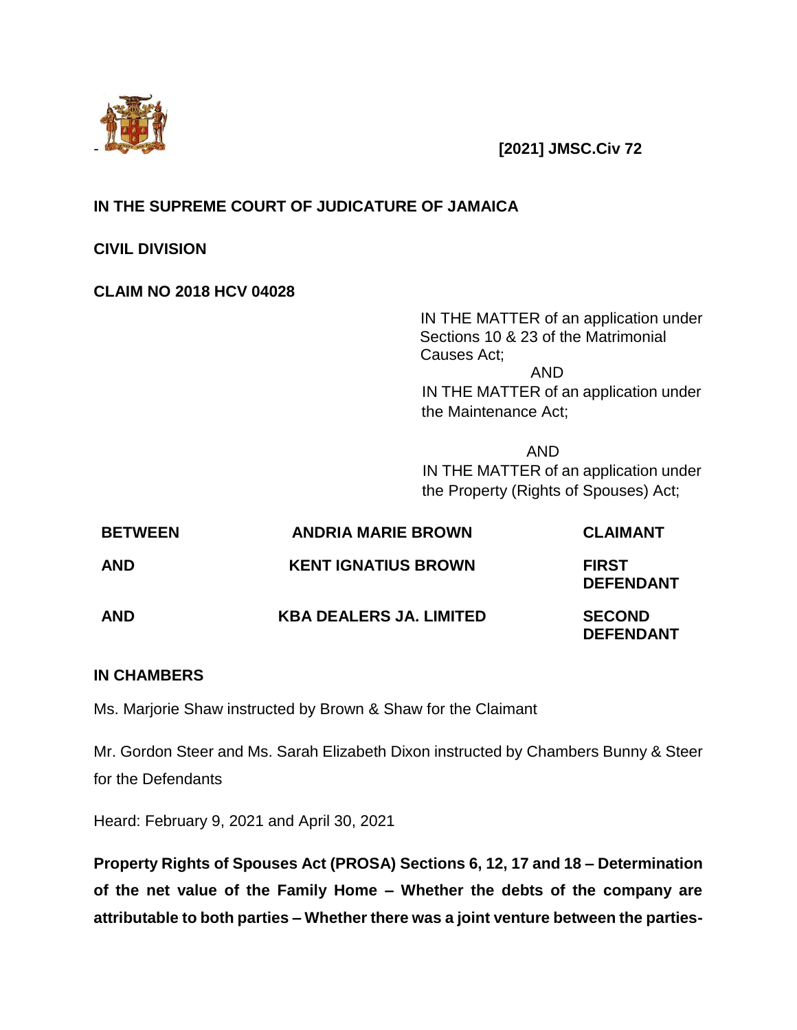[2021] JMSC.Civ 72

**IN THE SUPREME COURT OF JUDICATURE OF JAMAICA**

**CIVIL DIVISION**

**CLAIM NO 2018 HCV 04028**

IN THE MATTER of an application under Sections 10 & 23 of the Matrimonial Causes Act;

AND

IN THE MATTER of an application under the Maintenance Act;

AND

IN THE MATTER of an application under the Property (Rights of Spouses) Act;

| | | |
|---|---|---|
| **BETWEEN** | **ANDRIA MARIE BROWN** | **CLAIMANT** |
| **AND** | **KENT IGNATIUS BROWN** | **FIRST DEFENDANT** |
| **AND** | **KBA DEALERS JA. LIMITED** | **SECOND DEFENDANT** |

**IN CHAMBERS**

Ms. Marjorie Shaw instructed by Brown & Shaw for the Claimant

Mr. Gordon Steer and Ms. Sarah Elizabeth Dixon instructed by Chambers Bunny & Steer for the Defendants

Heard: February 9, 2021 and April 30, 2021

**Property Rights of Spouses Act (PROSA) Sections 6, 12, 17 and 18 – Determination of the net value of the Family Home – Whether the debts of the company are attributable to both parties – Whether there was a joint venture between the parties-**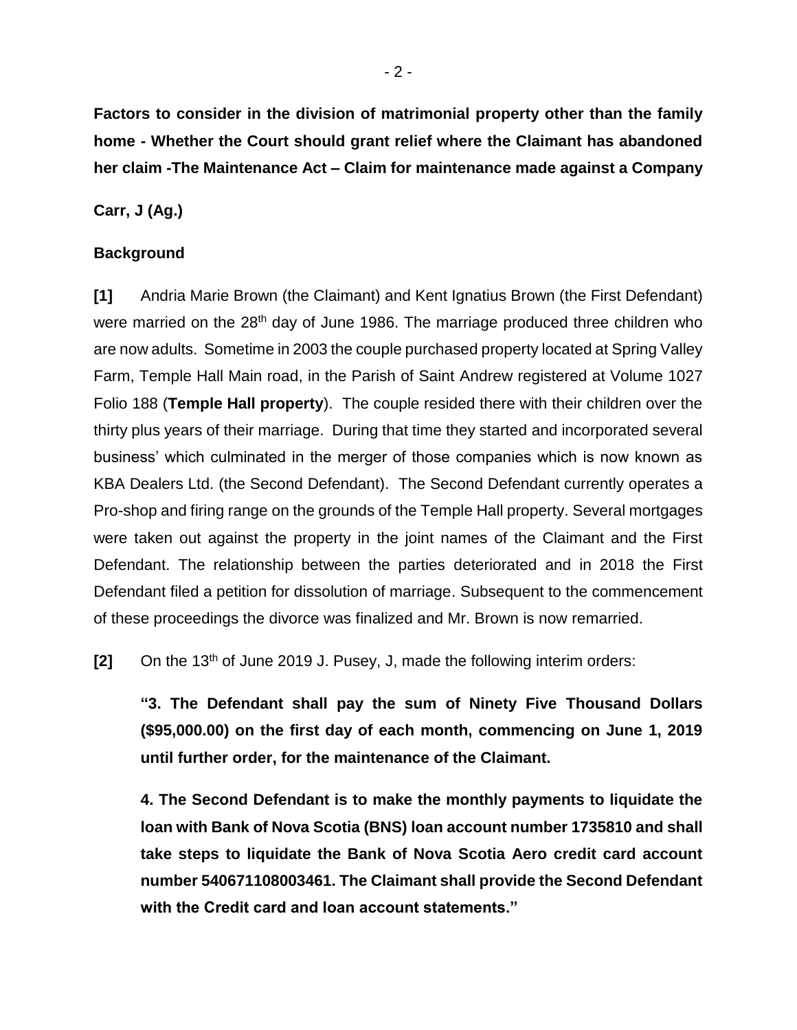**Factors to consider in the division of matrimonial property other than the family home - Whether the Court should grant relief where the Claimant has abandoned her claim -The Maintenance Act – Claim for maintenance made against a Company**

**Carr, J (Ag.)**

## Background

**[1]** Andria Marie Brown (the Claimant) and Kent Ignatius Brown (the First Defendant) were married on the 28th day of June 1986. The marriage produced three children who are now adults. Sometime in 2003 the couple purchased property located at Spring Valley Farm, Temple Hall Main road, in the Parish of Saint Andrew registered at Volume 1027 Folio 188 (**Temple Hall property**). The couple resided there with their children over the thirty plus years of their marriage. During that time they started and incorporated several business' which culminated in the merger of those companies which is now known as KBA Dealers Ltd. (the Second Defendant). The Second Defendant currently operates a Pro-shop and firing range on the grounds of the Temple Hall property. Several mortgages were taken out against the property in the joint names of the Claimant and the First Defendant. The relationship between the parties deteriorated and in 2018 the First Defendant filed a petition for dissolution of marriage. Subsequent to the commencement of these proceedings the divorce was finalized and Mr. Brown is now remarried.

**[2]** On the 13th of June 2019 J. Pusey, J, made the following interim orders:

> **"3. The Defendant shall pay the sum of Ninety Five Thousand Dollars ($95,000.00) on the first day of each month, commencing on June 1, 2019 until further order, for the maintenance of the Claimant.**
>
> **4. The Second Defendant is to make the monthly payments to liquidate the loan with Bank of Nova Scotia (BNS) loan account number 1735810 and shall take steps to liquidate the Bank of Nova Scotia Aero credit card account number 540671108003461. The Claimant shall provide the Second Defendant with the Credit card and loan account statements."**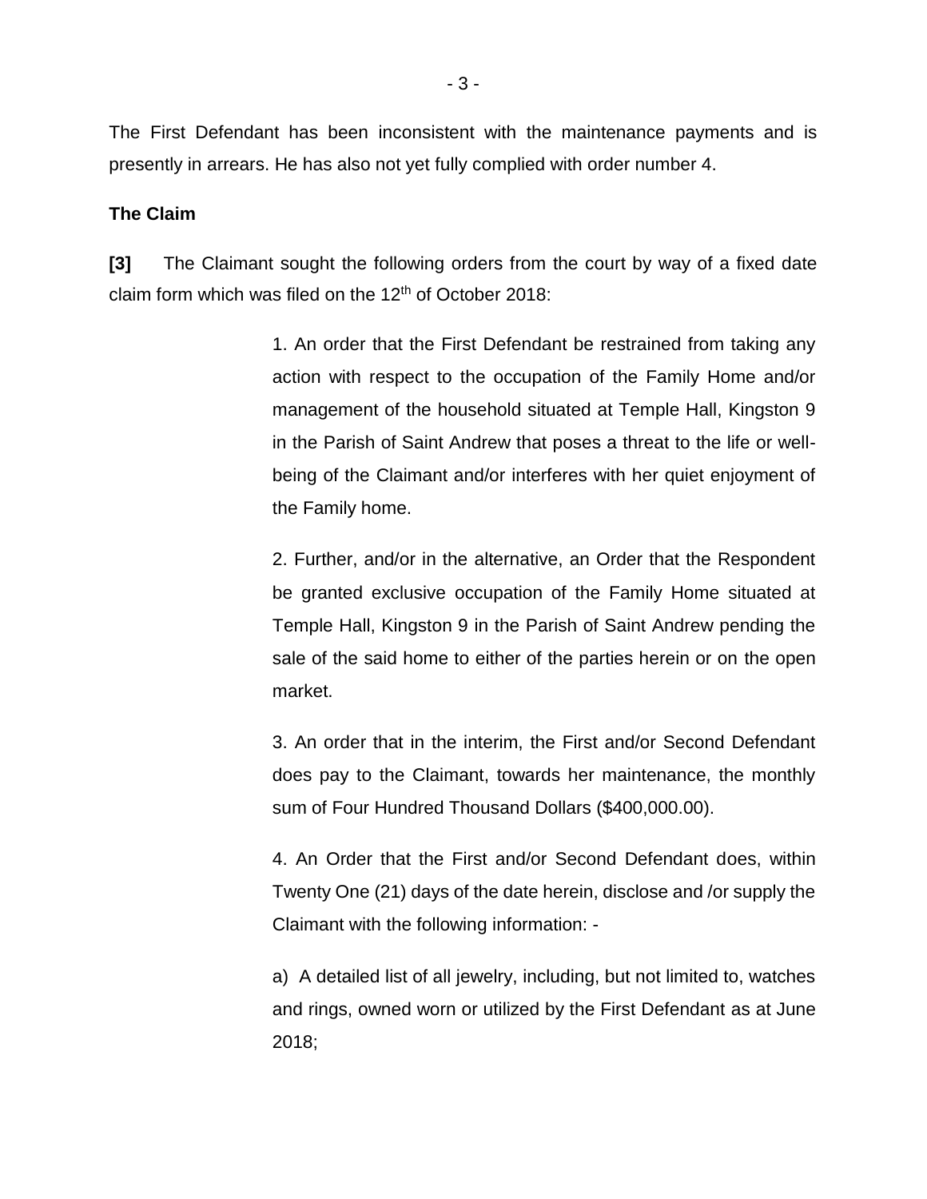The First Defendant has been inconsistent with the maintenance payments and is presently in arrears. He has also not yet fully complied with order number 4.

**The Claim**

**[3]** The Claimant sought the following orders from the court by way of a fixed date claim form which was filed on the 12th of October 2018:

> 1. An order that the First Defendant be restrained from taking any action with respect to the occupation of the Family Home and/or management of the household situated at Temple Hall, Kingston 9 in the Parish of Saint Andrew that poses a threat to the life or well-being of the Claimant and/or interferes with her quiet enjoyment of the Family home.
>
> 2. Further, and/or in the alternative, an Order that the Respondent be granted exclusive occupation of the Family Home situated at Temple Hall, Kingston 9 in the Parish of Saint Andrew pending the sale of the said home to either of the parties herein or on the open market.
>
> 3. An order that in the interim, the First and/or Second Defendant does pay to the Claimant, towards her maintenance, the monthly sum of Four Hundred Thousand Dollars ($400,000.00).
>
> 4. An Order that the First and/or Second Defendant does, within Twenty One (21) days of the date herein, disclose and /or supply the Claimant with the following information: -
>
> a) A detailed list of all jewelry, including, but not limited to, watches and rings, owned worn or utilized by the First Defendant as at June 2018;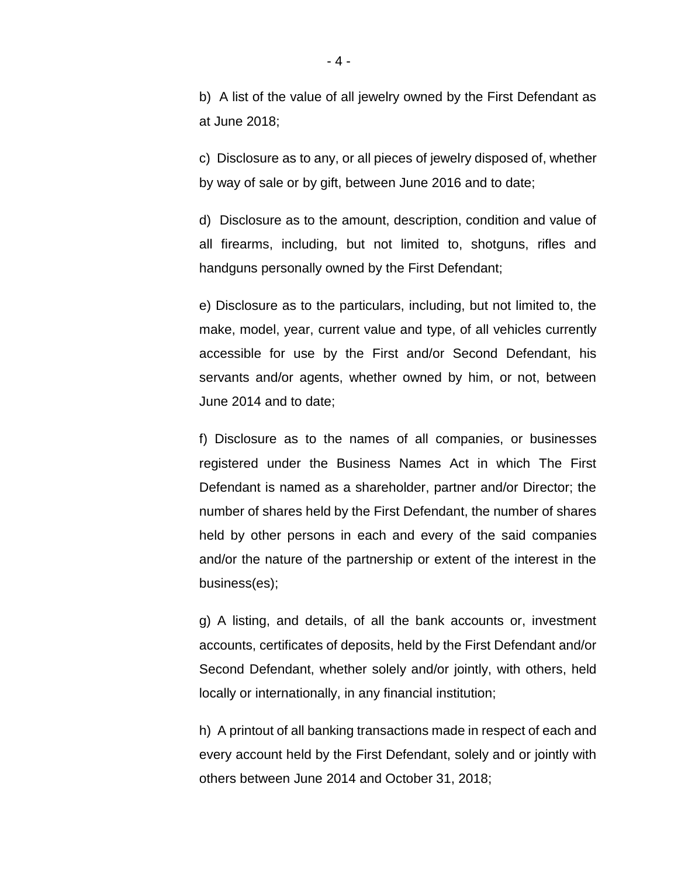b) A list of the value of all jewelry owned by the First Defendant as at June 2018;

c) Disclosure as to any, or all pieces of jewelry disposed of, whether by way of sale or by gift, between June 2016 and to date;

d) Disclosure as to the amount, description, condition and value of all firearms, including, but not limited to, shotguns, rifles and handguns personally owned by the First Defendant;

e) Disclosure as to the particulars, including, but not limited to, the make, model, year, current value and type, of all vehicles currently accessible for use by the First and/or Second Defendant, his servants and/or agents, whether owned by him, or not, between June 2014 and to date;

f) Disclosure as to the names of all companies, or businesses registered under the Business Names Act in which The First Defendant is named as a shareholder, partner and/or Director; the number of shares held by the First Defendant, the number of shares held by other persons in each and every of the said companies and/or the nature of the partnership or extent of the interest in the business(es);

g) A listing, and details, of all the bank accounts or, investment accounts, certificates of deposits, held by the First Defendant and/or Second Defendant, whether solely and/or jointly, with others, held locally or internationally, in any financial institution;

h) A printout of all banking transactions made in respect of each and every account held by the First Defendant, solely and or jointly with others between June 2014 and October 31, 2018;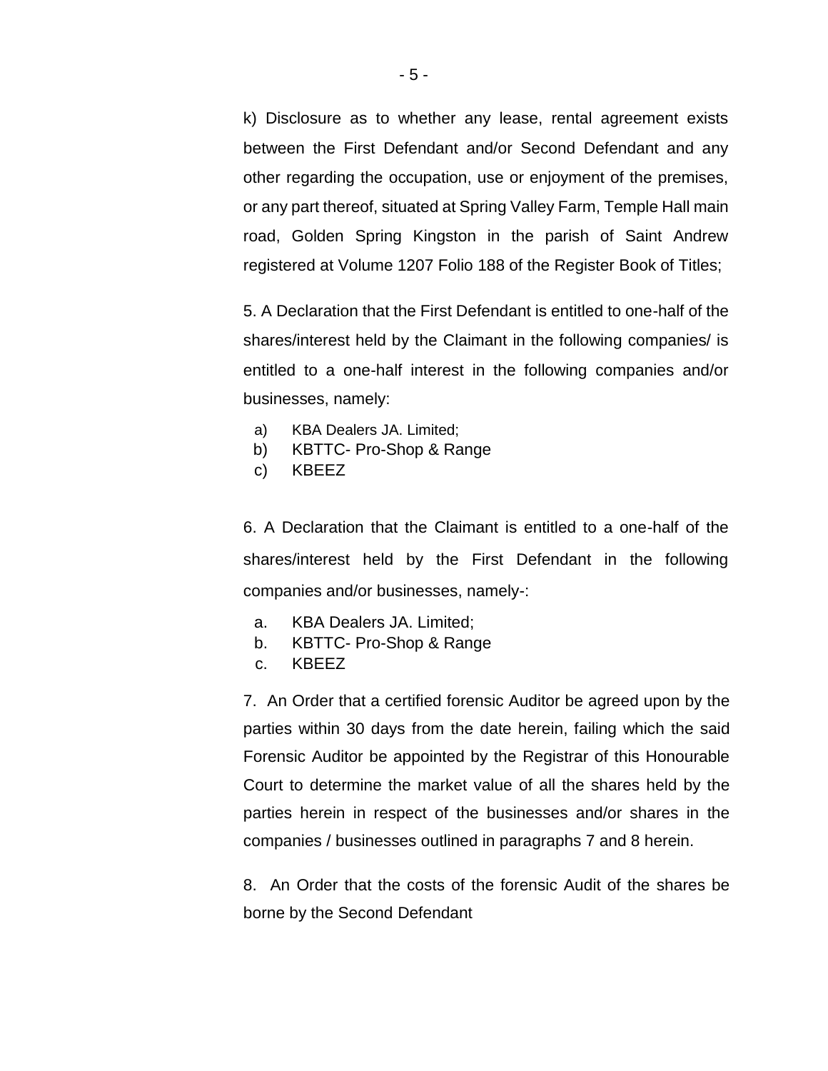k) Disclosure as to whether any lease, rental agreement exists between the First Defendant and/or Second Defendant and any other regarding the occupation, use or enjoyment of the premises, or any part thereof, situated at Spring Valley Farm, Temple Hall main road, Golden Spring Kingston in the parish of Saint Andrew registered at Volume 1207 Folio 188 of the Register Book of Titles;

5. A Declaration that the First Defendant is entitled to one-half of the shares/interest held by the Claimant in the following companies/ is entitled to a one-half interest in the following companies and/or businesses, namely:

a) KBA Dealers JA. Limited;
b) KBTTC- Pro-Shop & Range
c) KBEEZ

6. A Declaration that the Claimant is entitled to a one-half of the shares/interest held by the First Defendant in the following companies and/or businesses, namely-:

a. KBA Dealers JA. Limited;
b. KBTTC- Pro-Shop & Range
c. KBEEZ

7. An Order that a certified forensic Auditor be agreed upon by the parties within 30 days from the date herein, failing which the said Forensic Auditor be appointed by the Registrar of this Honourable Court to determine the market value of all the shares held by the parties herein in respect of the businesses and/or shares in the companies / businesses outlined in paragraphs 7 and 8 herein.

8. An Order that the costs of the forensic Audit of the shares be borne by the Second Defendant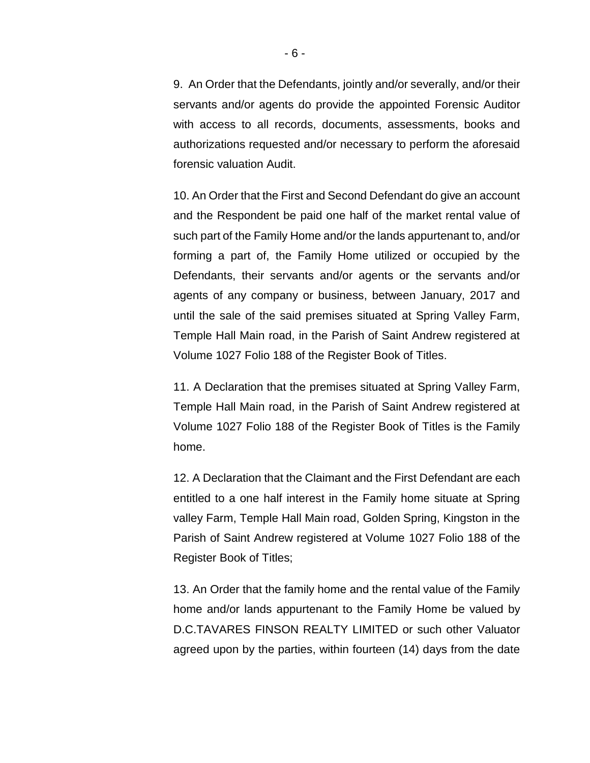9. An Order that the Defendants, jointly and/or severally, and/or their servants and/or agents do provide the appointed Forensic Auditor with access to all records, documents, assessments, books and authorizations requested and/or necessary to perform the aforesaid forensic valuation Audit.

10. An Order that the First and Second Defendant do give an account and the Respondent be paid one half of the market rental value of such part of the Family Home and/or the lands appurtenant to, and/or forming a part of, the Family Home utilized or occupied by the Defendants, their servants and/or agents or the servants and/or agents of any company or business, between January, 2017 and until the sale of the said premises situated at Spring Valley Farm, Temple Hall Main road, in the Parish of Saint Andrew registered at Volume 1027 Folio 188 of the Register Book of Titles.

11. A Declaration that the premises situated at Spring Valley Farm, Temple Hall Main road, in the Parish of Saint Andrew registered at Volume 1027 Folio 188 of the Register Book of Titles is the Family home.

12. A Declaration that the Claimant and the First Defendant are each entitled to a one half interest in the Family home situate at Spring valley Farm, Temple Hall Main road, Golden Spring, Kingston in the Parish of Saint Andrew registered at Volume 1027 Folio 188 of the Register Book of Titles;

13. An Order that the family home and the rental value of the Family home and/or lands appurtenant to the Family Home be valued by D.C.TAVARES FINSON REALTY LIMITED or such other Valuator agreed upon by the parties, within fourteen (14) days from the date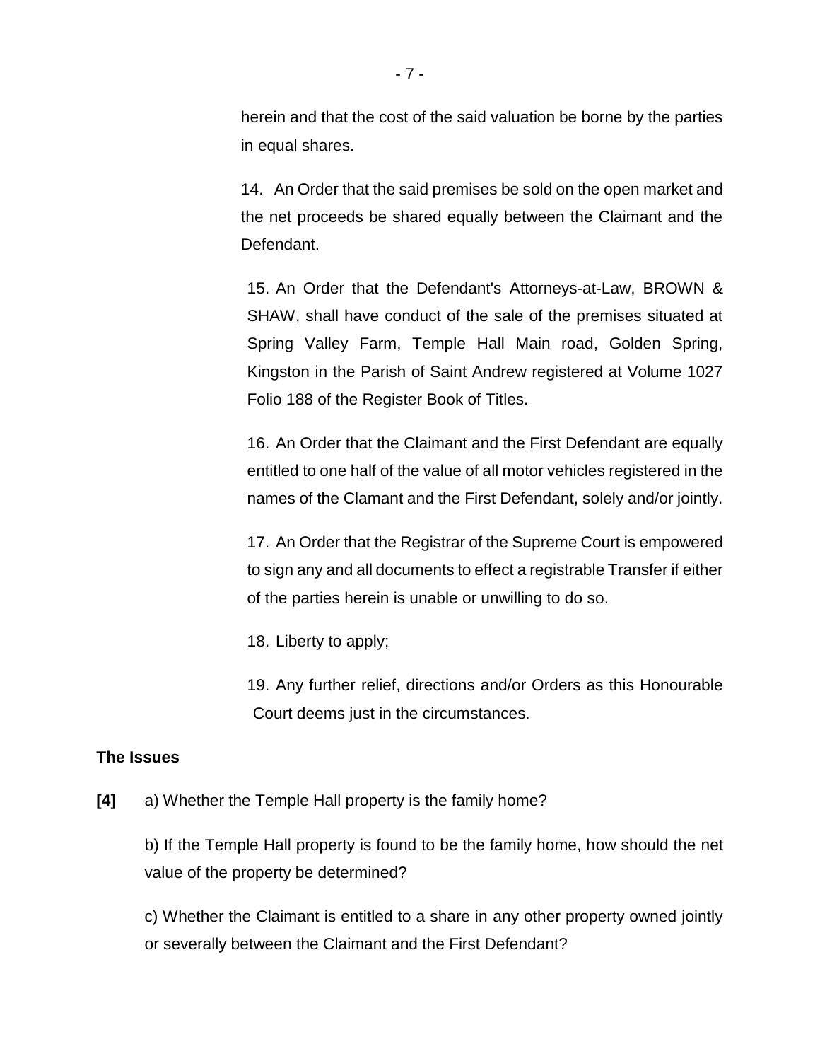herein and that the cost of the said valuation be borne by the parties in equal shares.

14. An Order that the said premises be sold on the open market and the net proceeds be shared equally between the Claimant and the Defendant.

15. An Order that the Defendant's Attorneys-at-Law, BROWN & SHAW, shall have conduct of the sale of the premises situated at Spring Valley Farm, Temple Hall Main road, Golden Spring, Kingston in the Parish of Saint Andrew registered at Volume 1027 Folio 188 of the Register Book of Titles.

16. An Order that the Claimant and the First Defendant are equally entitled to one half of the value of all motor vehicles registered in the names of the Clamant and the First Defendant, solely and/or jointly.

17. An Order that the Registrar of the Supreme Court is empowered to sign any and all documents to effect a registrable Transfer if either of the parties herein is unable or unwilling to do so.

18. Liberty to apply;

19. Any further relief, directions and/or Orders as this Honourable Court deems just in the circumstances.

**The Issues**

**[4]** a) Whether the Temple Hall property is the family home?

b) If the Temple Hall property is found to be the family home, how should the net value of the property be determined?

c) Whether the Claimant is entitled to a share in any other property owned jointly or severally between the Claimant and the First Defendant?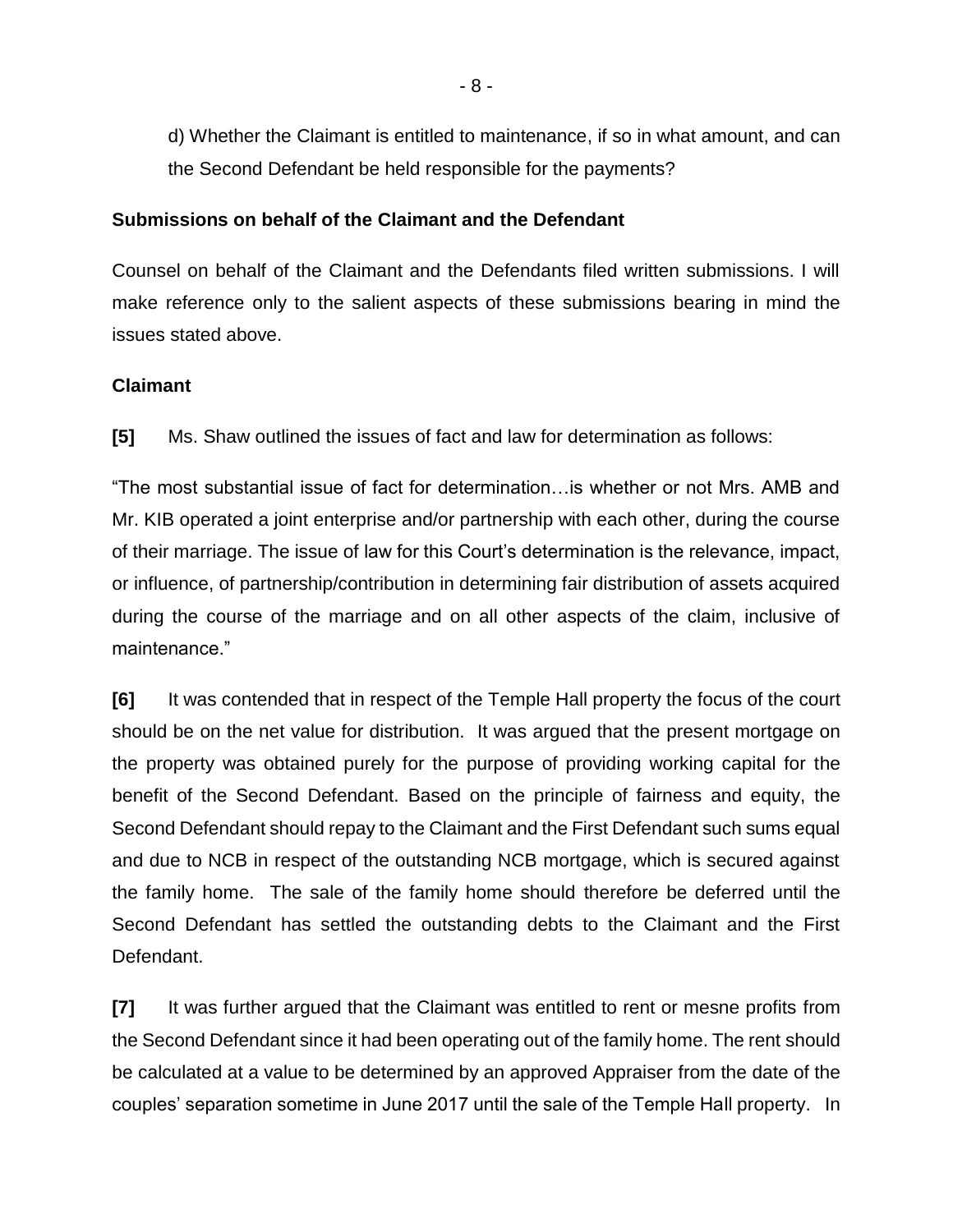d) Whether the Claimant is entitled to maintenance, if so in what amount, and can the Second Defendant be held responsible for the payments?

**Submissions on behalf of the Claimant and the Defendant**

Counsel on behalf of the Claimant and the Defendants filed written submissions. I will make reference only to the salient aspects of these submissions bearing in mind the issues stated above.

**Claimant**

**[5]** Ms. Shaw outlined the issues of fact and law for determination as follows:

"The most substantial issue of fact for determination…is whether or not Mrs. AMB and Mr. KIB operated a joint enterprise and/or partnership with each other, during the course of their marriage. The issue of law for this Court's determination is the relevance, impact, or influence, of partnership/contribution in determining fair distribution of assets acquired during the course of the marriage and on all other aspects of the claim, inclusive of maintenance."

**[6]** It was contended that in respect of the Temple Hall property the focus of the court should be on the net value for distribution. It was argued that the present mortgage on the property was obtained purely for the purpose of providing working capital for the benefit of the Second Defendant. Based on the principle of fairness and equity, the Second Defendant should repay to the Claimant and the First Defendant such sums equal and due to NCB in respect of the outstanding NCB mortgage, which is secured against the family home. The sale of the family home should therefore be deferred until the Second Defendant has settled the outstanding debts to the Claimant and the First Defendant.

**[7]** It was further argued that the Claimant was entitled to rent or mesne profits from the Second Defendant since it had been operating out of the family home. The rent should be calculated at a value to be determined by an approved Appraiser from the date of the couples' separation sometime in June 2017 until the sale of the Temple Hall property. In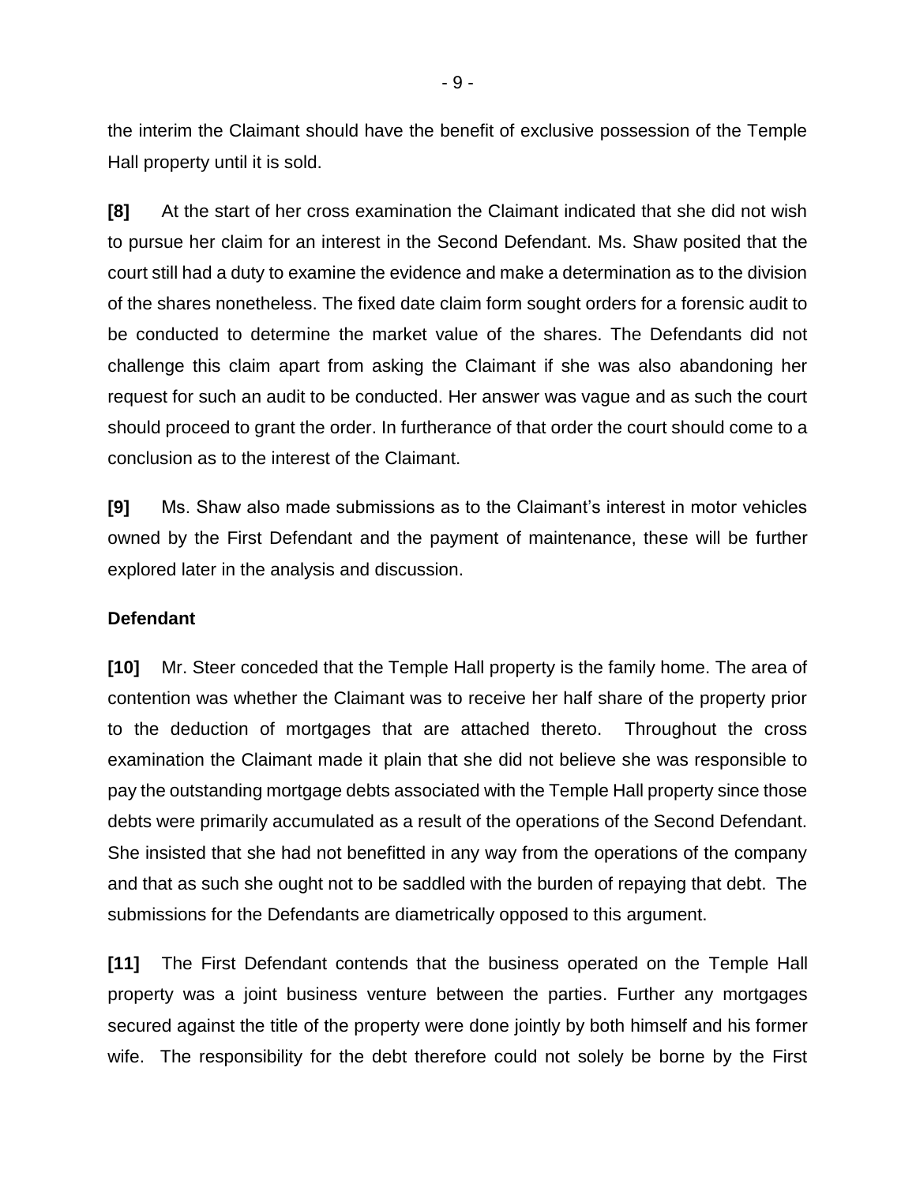the interim the Claimant should have the benefit of exclusive possession of the Temple Hall property until it is sold.

**[8]** At the start of her cross examination the Claimant indicated that she did not wish to pursue her claim for an interest in the Second Defendant. Ms. Shaw posited that the court still had a duty to examine the evidence and make a determination as to the division of the shares nonetheless. The fixed date claim form sought orders for a forensic audit to be conducted to determine the market value of the shares. The Defendants did not challenge this claim apart from asking the Claimant if she was also abandoning her request for such an audit to be conducted. Her answer was vague and as such the court should proceed to grant the order. In furtherance of that order the court should come to a conclusion as to the interest of the Claimant.

**[9]** Ms. Shaw also made submissions as to the Claimant's interest in motor vehicles owned by the First Defendant and the payment of maintenance, these will be further explored later in the analysis and discussion.

**Defendant**

**[10]** Mr. Steer conceded that the Temple Hall property is the family home. The area of contention was whether the Claimant was to receive her half share of the property prior to the deduction of mortgages that are attached thereto. Throughout the cross examination the Claimant made it plain that she did not believe she was responsible to pay the outstanding mortgage debts associated with the Temple Hall property since those debts were primarily accumulated as a result of the operations of the Second Defendant. She insisted that she had not benefitted in any way from the operations of the company and that as such she ought not to be saddled with the burden of repaying that debt. The submissions for the Defendants are diametrically opposed to this argument.

**[11]** The First Defendant contends that the business operated on the Temple Hall property was a joint business venture between the parties. Further any mortgages secured against the title of the property were done jointly by both himself and his former wife. The responsibility for the debt therefore could not solely be borne by the First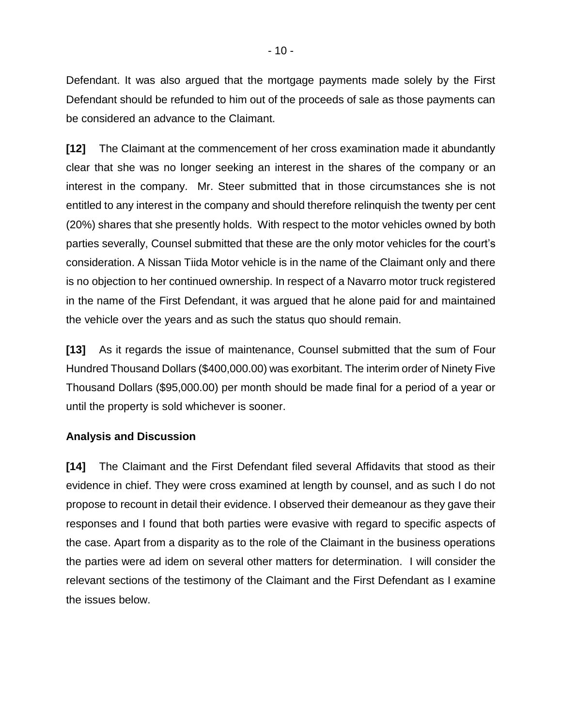Defendant. It was also argued that the mortgage payments made solely by the First Defendant should be refunded to him out of the proceeds of sale as those payments can be considered an advance to the Claimant.

**[12]** The Claimant at the commencement of her cross examination made it abundantly clear that she was no longer seeking an interest in the shares of the company or an interest in the company. Mr. Steer submitted that in those circumstances she is not entitled to any interest in the company and should therefore relinquish the twenty per cent (20%) shares that she presently holds. With respect to the motor vehicles owned by both parties severally, Counsel submitted that these are the only motor vehicles for the court's consideration. A Nissan Tiida Motor vehicle is in the name of the Claimant only and there is no objection to her continued ownership. In respect of a Navarro motor truck registered in the name of the First Defendant, it was argued that he alone paid for and maintained the vehicle over the years and as such the status quo should remain.

**[13]** As it regards the issue of maintenance, Counsel submitted that the sum of Four Hundred Thousand Dollars ($400,000.00) was exorbitant. The interim order of Ninety Five Thousand Dollars ($95,000.00) per month should be made final for a period of a year or until the property is sold whichever is sooner.

**Analysis and Discussion**

**[14]** The Claimant and the First Defendant filed several Affidavits that stood as their evidence in chief. They were cross examined at length by counsel, and as such I do not propose to recount in detail their evidence. I observed their demeanour as they gave their responses and I found that both parties were evasive with regard to specific aspects of the case. Apart from a disparity as to the role of the Claimant in the business operations the parties were ad idem on several other matters for determination. I will consider the relevant sections of the testimony of the Claimant and the First Defendant as I examine the issues below.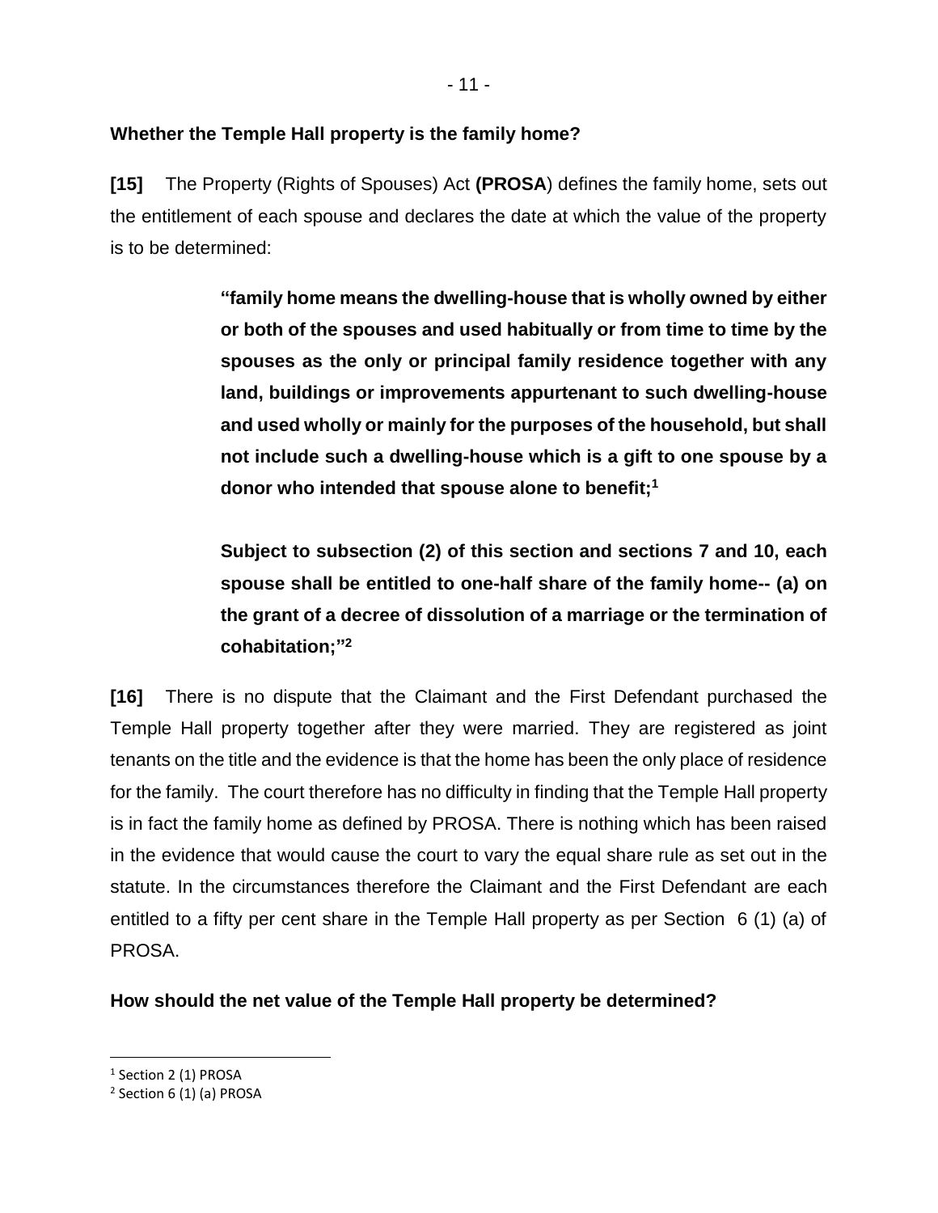**Whether the Temple Hall property is the family home?**

**[15]** The Property (Rights of Spouses) Act **(PROSA**) defines the family home, sets out the entitlement of each spouse and declares the date at which the value of the property is to be determined:

> **"family home means the dwelling-house that is wholly owned by either or both of the spouses and used habitually or from time to time by the spouses as the only or principal family residence together with any land, buildings or improvements appurtenant to such dwelling-house and used wholly or mainly for the purposes of the household, but shall not include such a dwelling-house which is a gift to one spouse by a donor who intended that spouse alone to benefit;[1]**
>
> **Subject to subsection (2) of this section and sections 7 and 10, each spouse shall be entitled to one-half share of the family home-- (a) on the grant of a decree of dissolution of a marriage or the termination of cohabitation;"[2]**

**[16]** There is no dispute that the Claimant and the First Defendant purchased the Temple Hall property together after they were married. They are registered as joint tenants on the title and the evidence is that the home has been the only place of residence for the family. The court therefore has no difficulty in finding that the Temple Hall property is in fact the family home as defined by PROSA. There is nothing which has been raised in the evidence that would cause the court to vary the equal share rule as set out in the statute. In the circumstances therefore the Claimant and the First Defendant are each entitled to a fifty per cent share in the Temple Hall property as per Section 6 (1) (a) of PROSA.

**How should the net value of the Temple Hall property be determined?**

---

[1] Section 2 (1) PROSA

[2] Section 6 (1) (a) PROSA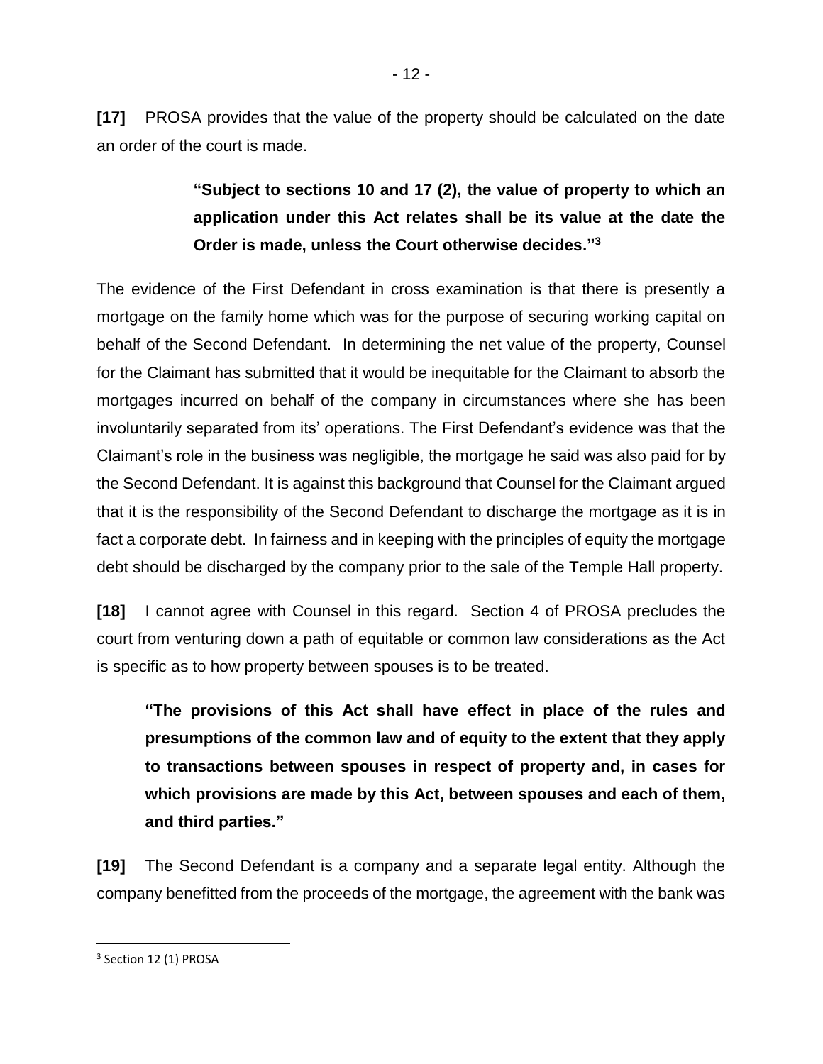**[17]** PROSA provides that the value of the property should be calculated on the date an order of the court is made.

> **"Subject to sections 10 and 17 (2), the value of property to which an application under this Act relates shall be its value at the date the Order is made, unless the Court otherwise decides."[3]**

The evidence of the First Defendant in cross examination is that there is presently a mortgage on the family home which was for the purpose of securing working capital on behalf of the Second Defendant. In determining the net value of the property, Counsel for the Claimant has submitted that it would be inequitable for the Claimant to absorb the mortgages incurred on behalf of the company in circumstances where she has been involuntarily separated from its' operations. The First Defendant's evidence was that the Claimant's role in the business was negligible, the mortgage he said was also paid for by the Second Defendant. It is against this background that Counsel for the Claimant argued that it is the responsibility of the Second Defendant to discharge the mortgage as it is in fact a corporate debt. In fairness and in keeping with the principles of equity the mortgage debt should be discharged by the company prior to the sale of the Temple Hall property.

**[18]** I cannot agree with Counsel in this regard. Section 4 of PROSA precludes the court from venturing down a path of equitable or common law considerations as the Act is specific as to how property between spouses is to be treated.

> **"The provisions of this Act shall have effect in place of the rules and presumptions of the common law and of equity to the extent that they apply to transactions between spouses in respect of property and, in cases for which provisions are made by this Act, between spouses and each of them, and third parties."**

**[19]** The Second Defendant is a company and a separate legal entity. Although the company benefitted from the proceeds of the mortgage, the agreement with the bank was

---

[3] Section 12 (1) PROSA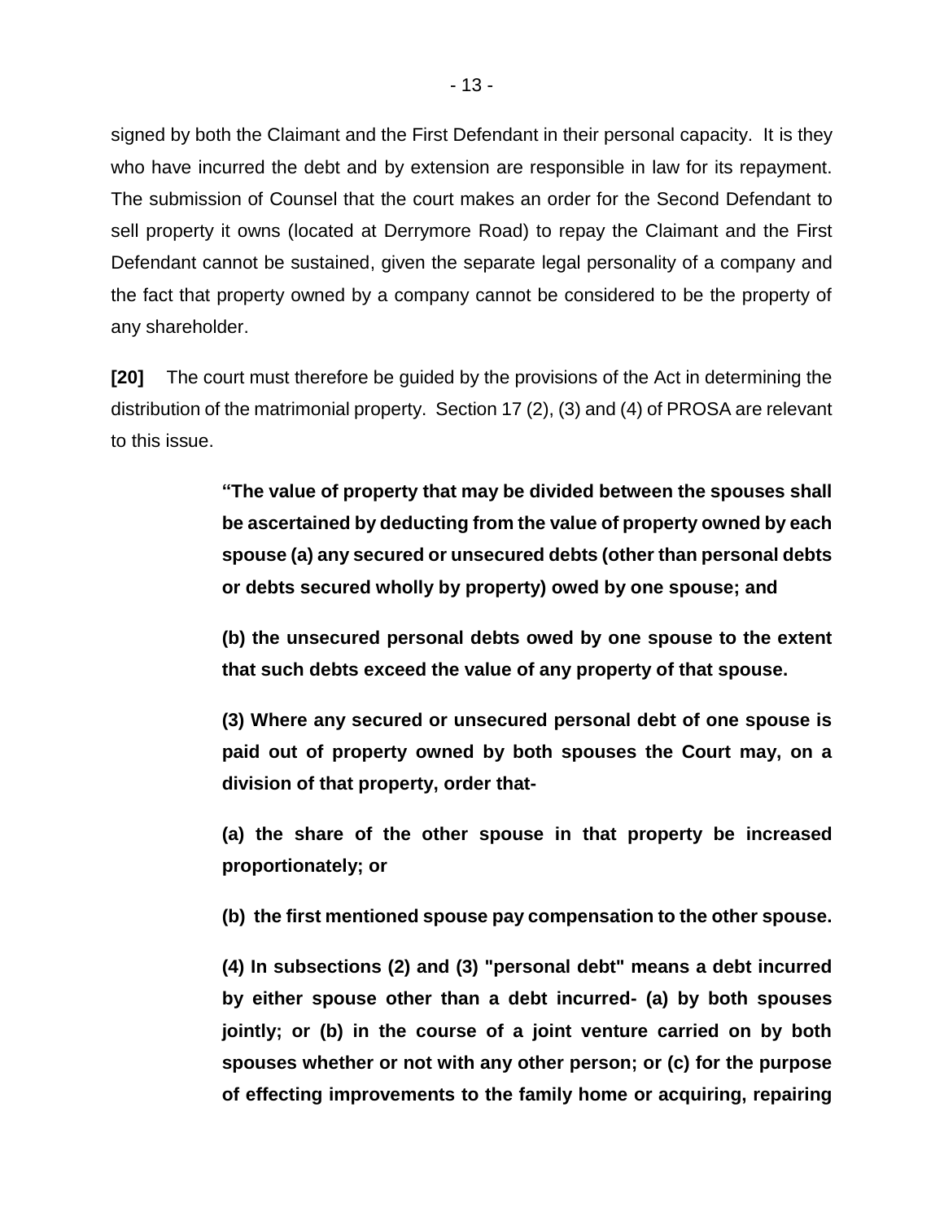signed by both the Claimant and the First Defendant in their personal capacity. It is they who have incurred the debt and by extension are responsible in law for its repayment. The submission of Counsel that the court makes an order for the Second Defendant to sell property it owns (located at Derrymore Road) to repay the Claimant and the First Defendant cannot be sustained, given the separate legal personality of a company and the fact that property owned by a company cannot be considered to be the property of any shareholder.

**[20]** The court must therefore be guided by the provisions of the Act in determining the distribution of the matrimonial property. Section 17 (2), (3) and (4) of PROSA are relevant to this issue.

> **"The value of property that may be divided between the spouses shall be ascertained by deducting from the value of property owned by each spouse (a) any secured or unsecured debts (other than personal debts or debts secured wholly by property) owed by one spouse; and**
>
> **(b) the unsecured personal debts owed by one spouse to the extent that such debts exceed the value of any property of that spouse.**
>
> **(3) Where any secured or unsecured personal debt of one spouse is paid out of property owned by both spouses the Court may, on a division of that property, order that-**
>
> **(a) the share of the other spouse in that property be increased proportionately; or**
>
> **(b) the first mentioned spouse pay compensation to the other spouse.**
>
> **(4) In subsections (2) and (3) "personal debt" means a debt incurred by either spouse other than a debt incurred- (a) by both spouses jointly; or (b) in the course of a joint venture carried on by both spouses whether or not with any other person; or (c) for the purpose of effecting improvements to the family home or acquiring, repairing**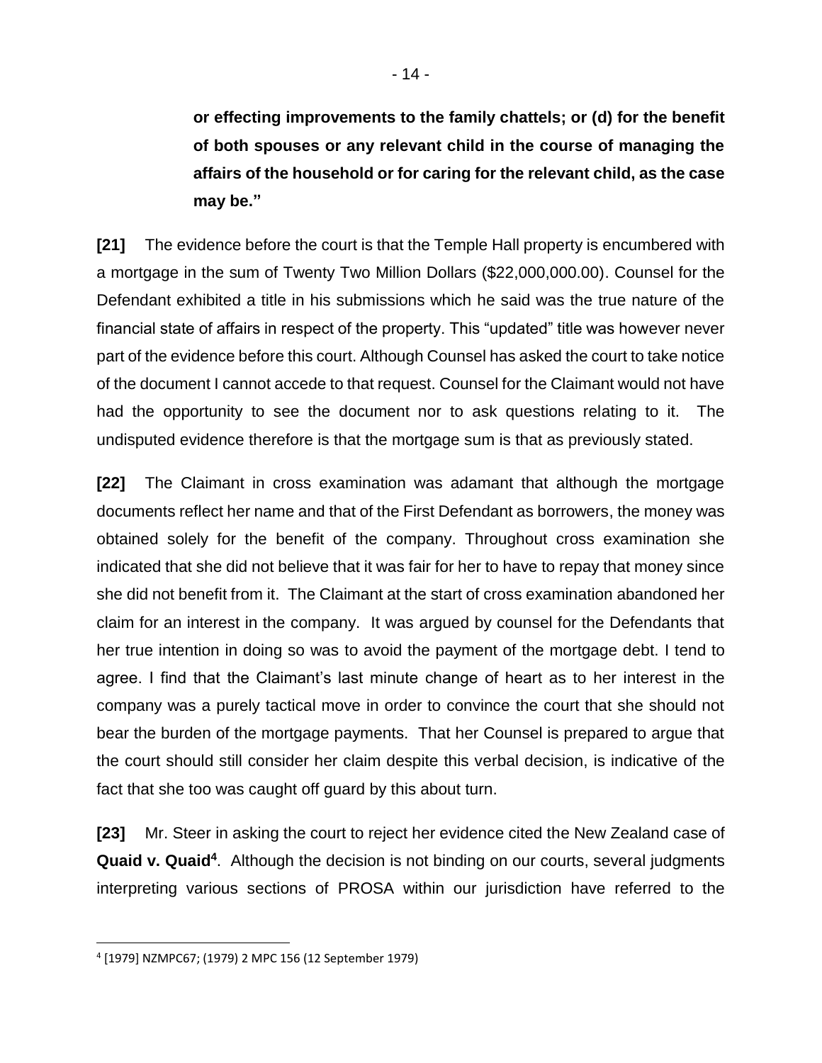**or effecting improvements to the family chattels; or (d) for the benefit of both spouses or any relevant child in the course of managing the affairs of the household or for caring for the relevant child, as the case may be."**

**[21]** The evidence before the court is that the Temple Hall property is encumbered with a mortgage in the sum of Twenty Two Million Dollars ($22,000,000.00). Counsel for the Defendant exhibited a title in his submissions which he said was the true nature of the financial state of affairs in respect of the property. This "updated" title was however never part of the evidence before this court. Although Counsel has asked the court to take notice of the document I cannot accede to that request. Counsel for the Claimant would not have had the opportunity to see the document nor to ask questions relating to it. The undisputed evidence therefore is that the mortgage sum is that as previously stated.

**[22]** The Claimant in cross examination was adamant that although the mortgage documents reflect her name and that of the First Defendant as borrowers, the money was obtained solely for the benefit of the company. Throughout cross examination she indicated that she did not believe that it was fair for her to have to repay that money since she did not benefit from it. The Claimant at the start of cross examination abandoned her claim for an interest in the company. It was argued by counsel for the Defendants that her true intention in doing so was to avoid the payment of the mortgage debt. I tend to agree. I find that the Claimant's last minute change of heart as to her interest in the company was a purely tactical move in order to convince the court that she should not bear the burden of the mortgage payments. That her Counsel is prepared to argue that the court should still consider her claim despite this verbal decision, is indicative of the fact that she too was caught off guard by this about turn.

**[23]** Mr. Steer in asking the court to reject her evidence cited the New Zealand case of **Quaid v. Quaid**[4]. Although the decision is not binding on our courts, several judgments interpreting various sections of PROSA within our jurisdiction have referred to the

---

[4] [1979] NZMPC67; (1979) 2 MPC 156 (12 September 1979)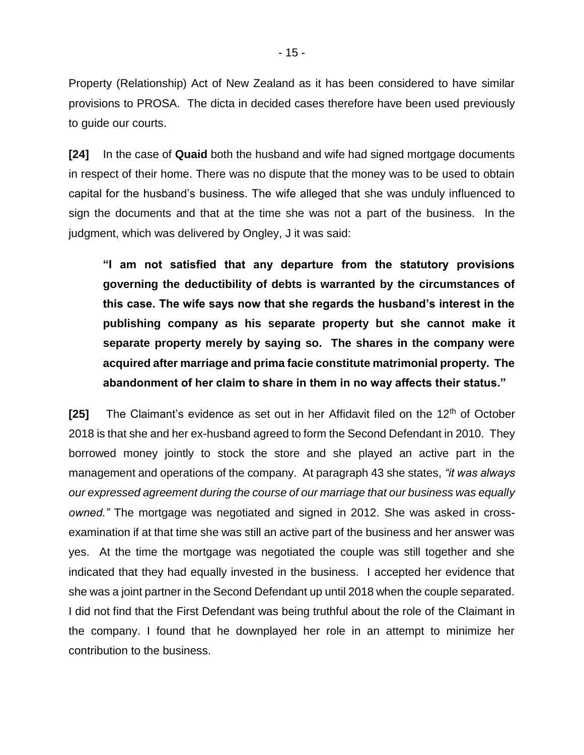Property (Relationship) Act of New Zealand as it has been considered to have similar provisions to PROSA. The dicta in decided cases therefore have been used previously to guide our courts.

**[24]** In the case of **Quaid** both the husband and wife had signed mortgage documents in respect of their home. There was no dispute that the money was to be used to obtain capital for the husband's business. The wife alleged that she was unduly influenced to sign the documents and that at the time she was not a part of the business. In the judgment, which was delivered by Ongley, J it was said:

> **"I am not satisfied that any departure from the statutory provisions governing the deductibility of debts is warranted by the circumstances of this case. The wife says now that she regards the husband's interest in the publishing company as his separate property but she cannot make it separate property merely by saying so. The shares in the company were acquired after marriage and prima facie constitute matrimonial property. The abandonment of her claim to share in them in no way affects their status."**

**[25]** The Claimant's evidence as set out in her Affidavit filed on the 12th of October 2018 is that she and her ex-husband agreed to form the Second Defendant in 2010. They borrowed money jointly to stock the store and she played an active part in the management and operations of the company. At paragraph 43 she states, *"it was always our expressed agreement during the course of our marriage that our business was equally owned."* The mortgage was negotiated and signed in 2012. She was asked in cross-examination if at that time she was still an active part of the business and her answer was yes. At the time the mortgage was negotiated the couple was still together and she indicated that they had equally invested in the business. I accepted her evidence that she was a joint partner in the Second Defendant up until 2018 when the couple separated. I did not find that the First Defendant was being truthful about the role of the Claimant in the company. I found that he downplayed her role in an attempt to minimize her contribution to the business.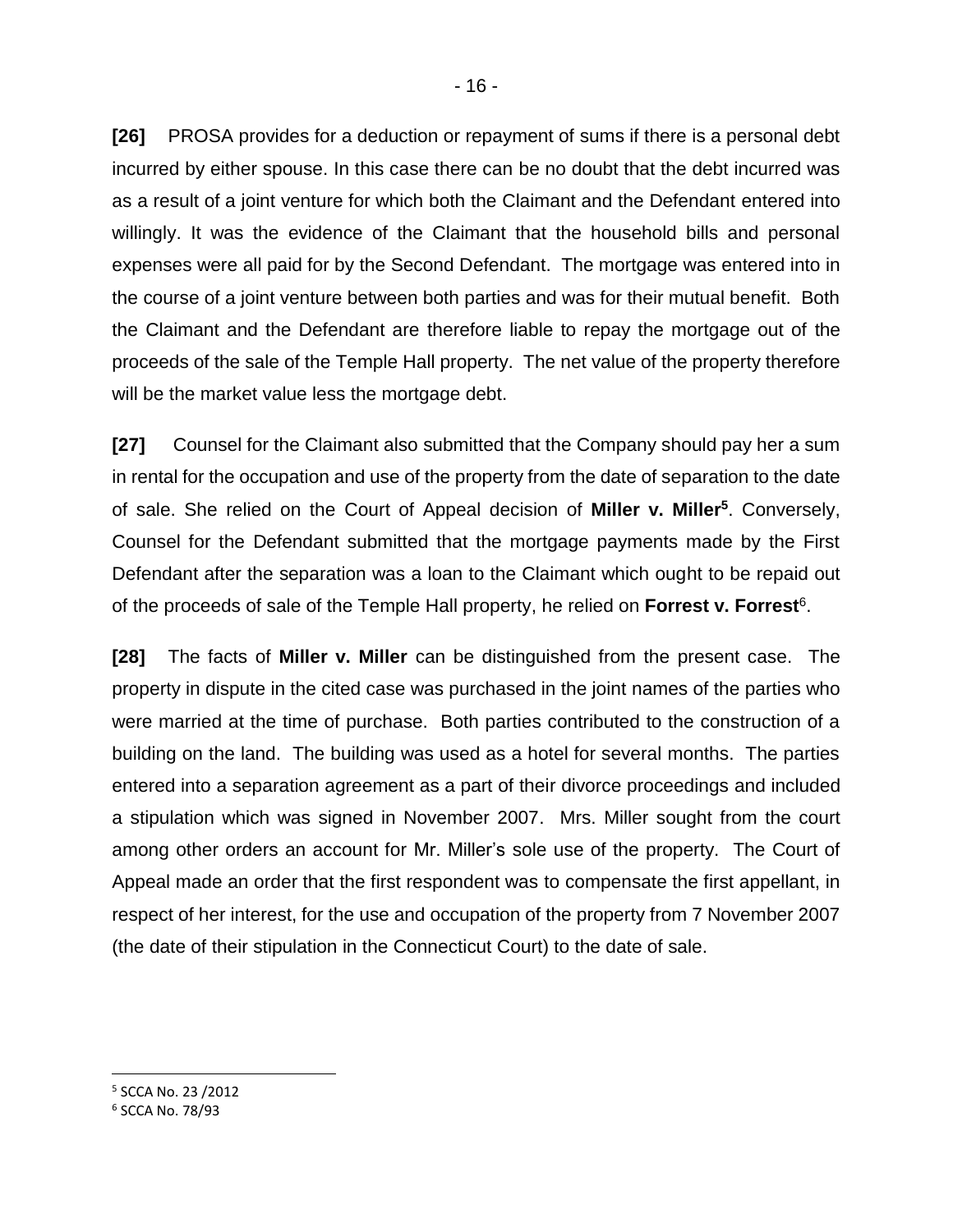**[26]** PROSA provides for a deduction or repayment of sums if there is a personal debt incurred by either spouse. In this case there can be no doubt that the debt incurred was as a result of a joint venture for which both the Claimant and the Defendant entered into willingly. It was the evidence of the Claimant that the household bills and personal expenses were all paid for by the Second Defendant. The mortgage was entered into in the course of a joint venture between both parties and was for their mutual benefit. Both the Claimant and the Defendant are therefore liable to repay the mortgage out of the proceeds of the sale of the Temple Hall property. The net value of the property therefore will be the market value less the mortgage debt.

**[27]** Counsel for the Claimant also submitted that the Company should pay her a sum in rental for the occupation and use of the property from the date of separation to the date of sale. She relied on the Court of Appeal decision of **Miller v. Miller**[5]. Conversely, Counsel for the Defendant submitted that the mortgage payments made by the First Defendant after the separation was a loan to the Claimant which ought to be repaid out of the proceeds of sale of the Temple Hall property, he relied on **Forrest v. Forrest**[6].

**[28]** The facts of **Miller v. Miller** can be distinguished from the present case. The property in dispute in the cited case was purchased in the joint names of the parties who were married at the time of purchase. Both parties contributed to the construction of a building on the land. The building was used as a hotel for several months. The parties entered into a separation agreement as a part of their divorce proceedings and included a stipulation which was signed in November 2007. Mrs. Miller sought from the court among other orders an account for Mr. Miller's sole use of the property. The Court of Appeal made an order that the first respondent was to compensate the first appellant, in respect of her interest, for the use and occupation of the property from 7 November 2007 (the date of their stipulation in the Connecticut Court) to the date of sale.

---

[5] SCCA No. 23 /2012

[6] SCCA No. 78/93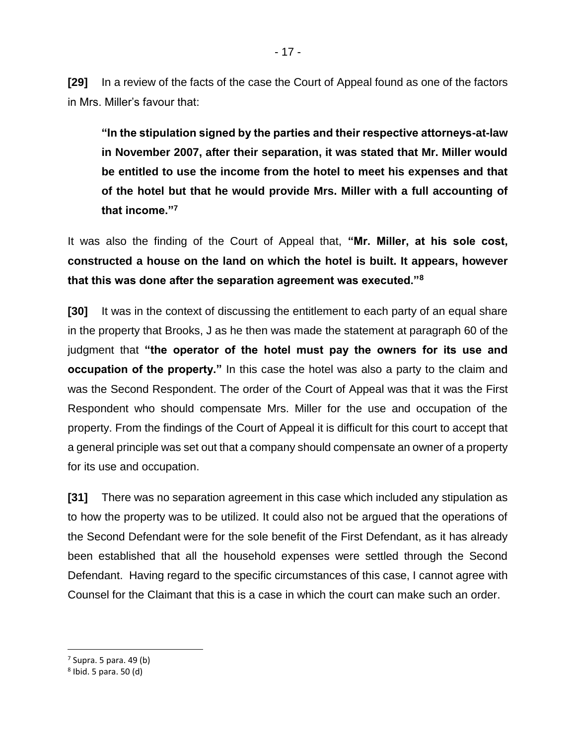**[29]** In a review of the facts of the case the Court of Appeal found as one of the factors in Mrs. Miller's favour that:

> **"In the stipulation signed by the parties and their respective attorneys-at-law in November 2007, after their separation, it was stated that Mr. Miller would be entitled to use the income from the hotel to meet his expenses and that of the hotel but that he would provide Mrs. Miller with a full accounting of that income."[7]**

It was also the finding of the Court of Appeal that, **"Mr. Miller, at his sole cost, constructed a house on the land on which the hotel is built. It appears, however that this was done after the separation agreement was executed."[8]**

**[30]** It was in the context of discussing the entitlement to each party of an equal share in the property that Brooks, J as he then was made the statement at paragraph 60 of the judgment that **"the operator of the hotel must pay the owners for its use and occupation of the property."** In this case the hotel was also a party to the claim and was the Second Respondent. The order of the Court of Appeal was that it was the First Respondent who should compensate Mrs. Miller for the use and occupation of the property. From the findings of the Court of Appeal it is difficult for this court to accept that a general principle was set out that a company should compensate an owner of a property for its use and occupation.

**[31]** There was no separation agreement in this case which included any stipulation as to how the property was to be utilized. It could also not be argued that the operations of the Second Defendant were for the sole benefit of the First Defendant, as it has already been established that all the household expenses were settled through the Second Defendant. Having regard to the specific circumstances of this case, I cannot agree with Counsel for the Claimant that this is a case in which the court can make such an order.

---

[7] Supra. 5 para. 49 (b)

[8] Ibid. 5 para. 50 (d)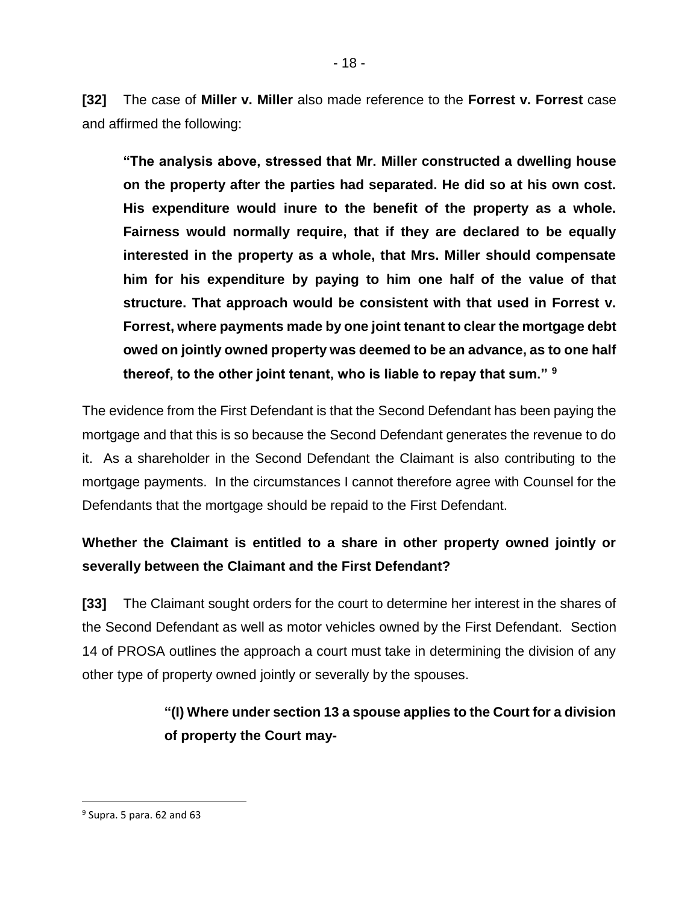**[32]** The case of **Miller v. Miller** also made reference to the **Forrest v. Forrest** case and affirmed the following:

> **"The analysis above, stressed that Mr. Miller constructed a dwelling house on the property after the parties had separated. He did so at his own cost. His expenditure would inure to the benefit of the property as a whole. Fairness would normally require, that if they are declared to be equally interested in the property as a whole, that Mrs. Miller should compensate him for his expenditure by paying to him one half of the value of that structure. That approach would be consistent with that used in Forrest v. Forrest, where payments made by one joint tenant to clear the mortgage debt owed on jointly owned property was deemed to be an advance, as to one half thereof, to the other joint tenant, who is liable to repay that sum."** [9]

The evidence from the First Defendant is that the Second Defendant has been paying the mortgage and that this is so because the Second Defendant generates the revenue to do it. As a shareholder in the Second Defendant the Claimant is also contributing to the mortgage payments. In the circumstances I cannot therefore agree with Counsel for the Defendants that the mortgage should be repaid to the First Defendant.

**Whether the Claimant is entitled to a share in other property owned jointly or severally between the Claimant and the First Defendant?**

**[33]** The Claimant sought orders for the court to determine her interest in the shares of the Second Defendant as well as motor vehicles owned by the First Defendant. Section 14 of PROSA outlines the approach a court must take in determining the division of any other type of property owned jointly or severally by the spouses.

> **"(I) Where under section 13 a spouse applies to the Court for a division of property the Court may-**

[9] Supra. 5 para. 62 and 63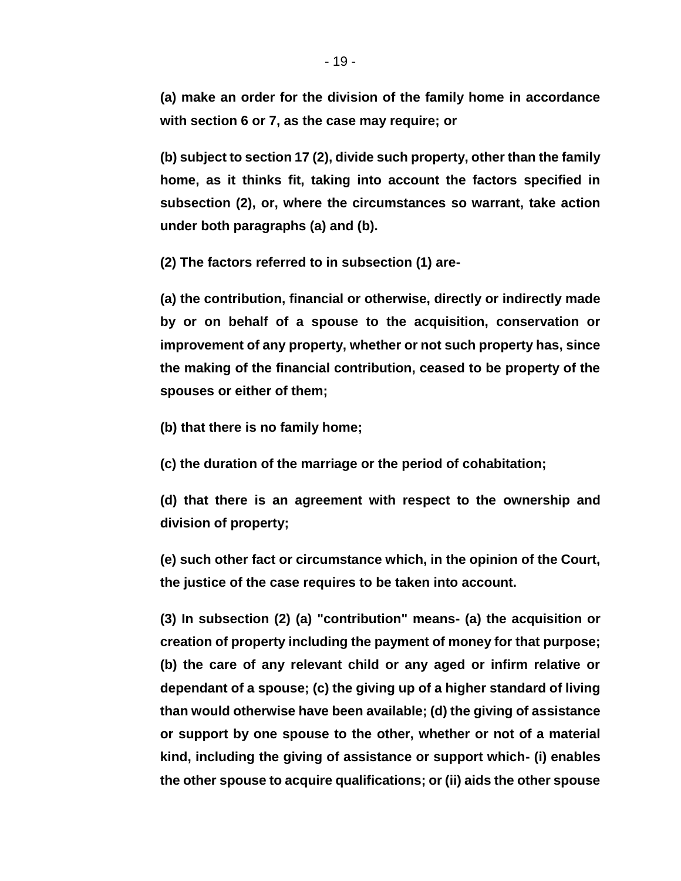**(a) make an order for the division of the family home in accordance with section 6 or 7, as the case may require; or**

**(b) subject to section 17 (2), divide such property, other than the family home, as it thinks fit, taking into account the factors specified in subsection (2), or, where the circumstances so warrant, take action under both paragraphs (a) and (b).**

**(2) The factors referred to in subsection (1) are-**

**(a) the contribution, financial or otherwise, directly or indirectly made by or on behalf of a spouse to the acquisition, conservation or improvement of any property, whether or not such property has, since the making of the financial contribution, ceased to be property of the spouses or either of them;**

**(b) that there is no family home;**

**(c) the duration of the marriage or the period of cohabitation;**

**(d) that there is an agreement with respect to the ownership and division of property;**

**(e) such other fact or circumstance which, in the opinion of the Court, the justice of the case requires to be taken into account.**

**(3) In subsection (2) (a) "contribution" means- (a) the acquisition or creation of property including the payment of money for that purpose; (b) the care of any relevant child or any aged or infirm relative or dependant of a spouse; (c) the giving up of a higher standard of living than would otherwise have been available; (d) the giving of assistance or support by one spouse to the other, whether or not of a material kind, including the giving of assistance or support which- (i) enables the other spouse to acquire qualifications; or (ii) aids the other spouse**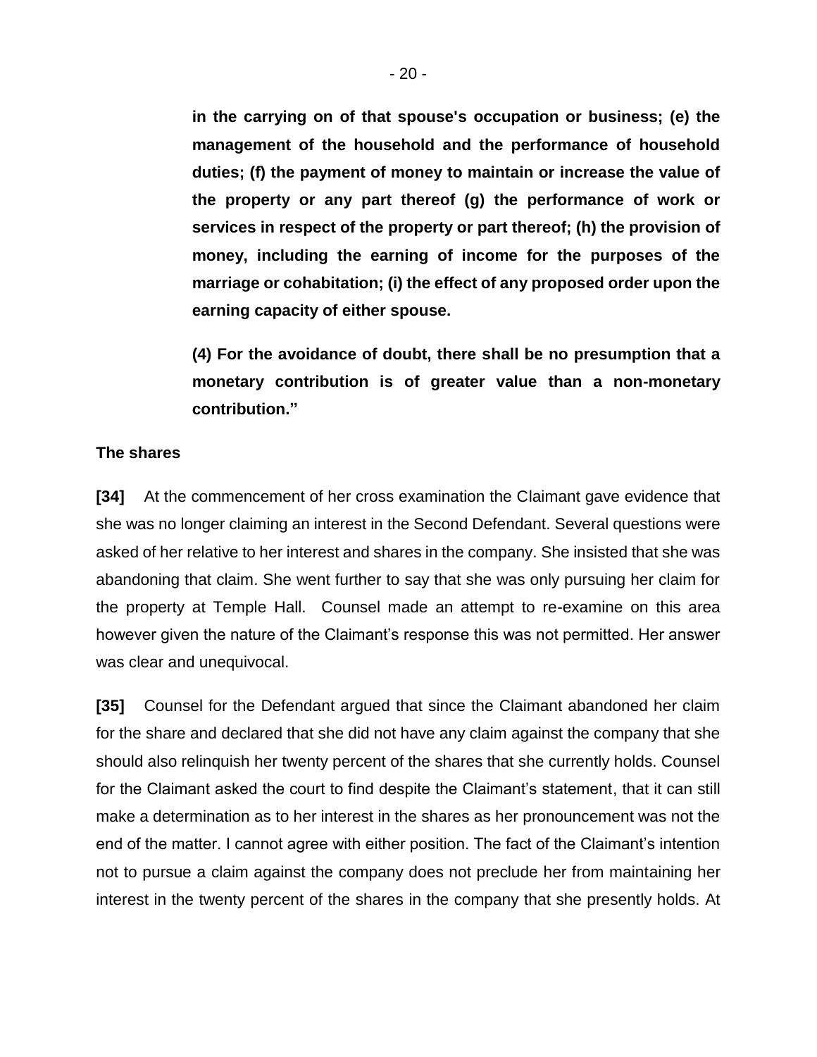**in the carrying on of that spouse's occupation or business; (e) the management of the household and the performance of household duties; (f) the payment of money to maintain or increase the value of the property or any part thereof (g) the performance of work or services in respect of the property or part thereof; (h) the provision of money, including the earning of income for the purposes of the marriage or cohabitation; (i) the effect of any proposed order upon the earning capacity of either spouse.**

**(4) For the avoidance of doubt, there shall be no presumption that a monetary contribution is of greater value than a non-monetary contribution."**

**The shares**

**[34]** At the commencement of her cross examination the Claimant gave evidence that she was no longer claiming an interest in the Second Defendant. Several questions were asked of her relative to her interest and shares in the company. She insisted that she was abandoning that claim. She went further to say that she was only pursuing her claim for the property at Temple Hall. Counsel made an attempt to re-examine on this area however given the nature of the Claimant's response this was not permitted. Her answer was clear and unequivocal.

**[35]** Counsel for the Defendant argued that since the Claimant abandoned her claim for the share and declared that she did not have any claim against the company that she should also relinquish her twenty percent of the shares that she currently holds. Counsel for the Claimant asked the court to find despite the Claimant's statement, that it can still make a determination as to her interest in the shares as her pronouncement was not the end of the matter. I cannot agree with either position. The fact of the Claimant's intention not to pursue a claim against the company does not preclude her from maintaining her interest in the twenty percent of the shares in the company that she presently holds. At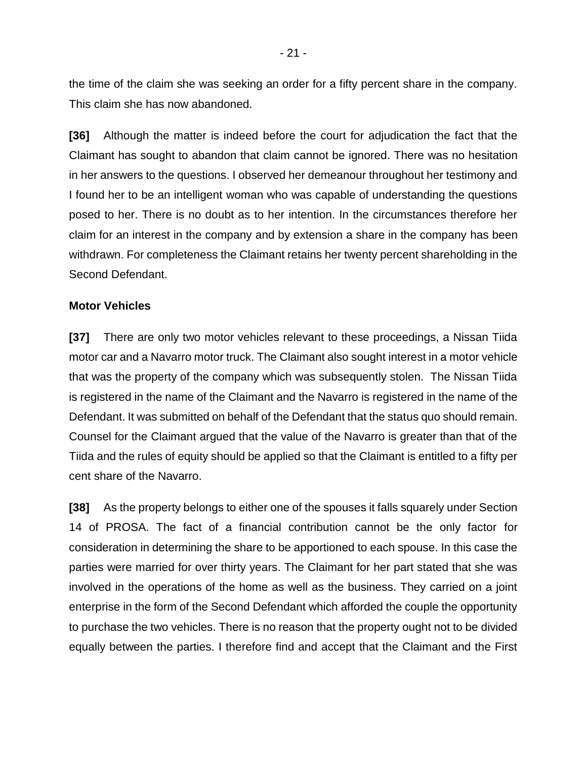the time of the claim she was seeking an order for a fifty percent share in the company. This claim she has now abandoned.

**[36]** Although the matter is indeed before the court for adjudication the fact that the Claimant has sought to abandon that claim cannot be ignored. There was no hesitation in her answers to the questions. I observed her demeanour throughout her testimony and I found her to be an intelligent woman who was capable of understanding the questions posed to her. There is no doubt as to her intention. In the circumstances therefore her claim for an interest in the company and by extension a share in the company has been withdrawn. For completeness the Claimant retains her twenty percent shareholding in the Second Defendant.

**Motor Vehicles**

**[37]** There are only two motor vehicles relevant to these proceedings, a Nissan Tiida motor car and a Navarro motor truck. The Claimant also sought interest in a motor vehicle that was the property of the company which was subsequently stolen. The Nissan Tiida is registered in the name of the Claimant and the Navarro is registered in the name of the Defendant. It was submitted on behalf of the Defendant that the status quo should remain. Counsel for the Claimant argued that the value of the Navarro is greater than that of the Tiida and the rules of equity should be applied so that the Claimant is entitled to a fifty per cent share of the Navarro.

**[38]** As the property belongs to either one of the spouses it falls squarely under Section 14 of PROSA. The fact of a financial contribution cannot be the only factor for consideration in determining the share to be apportioned to each spouse. In this case the parties were married for over thirty years. The Claimant for her part stated that she was involved in the operations of the home as well as the business. They carried on a joint enterprise in the form of the Second Defendant which afforded the couple the opportunity to purchase the two vehicles. There is no reason that the property ought not to be divided equally between the parties. I therefore find and accept that the Claimant and the First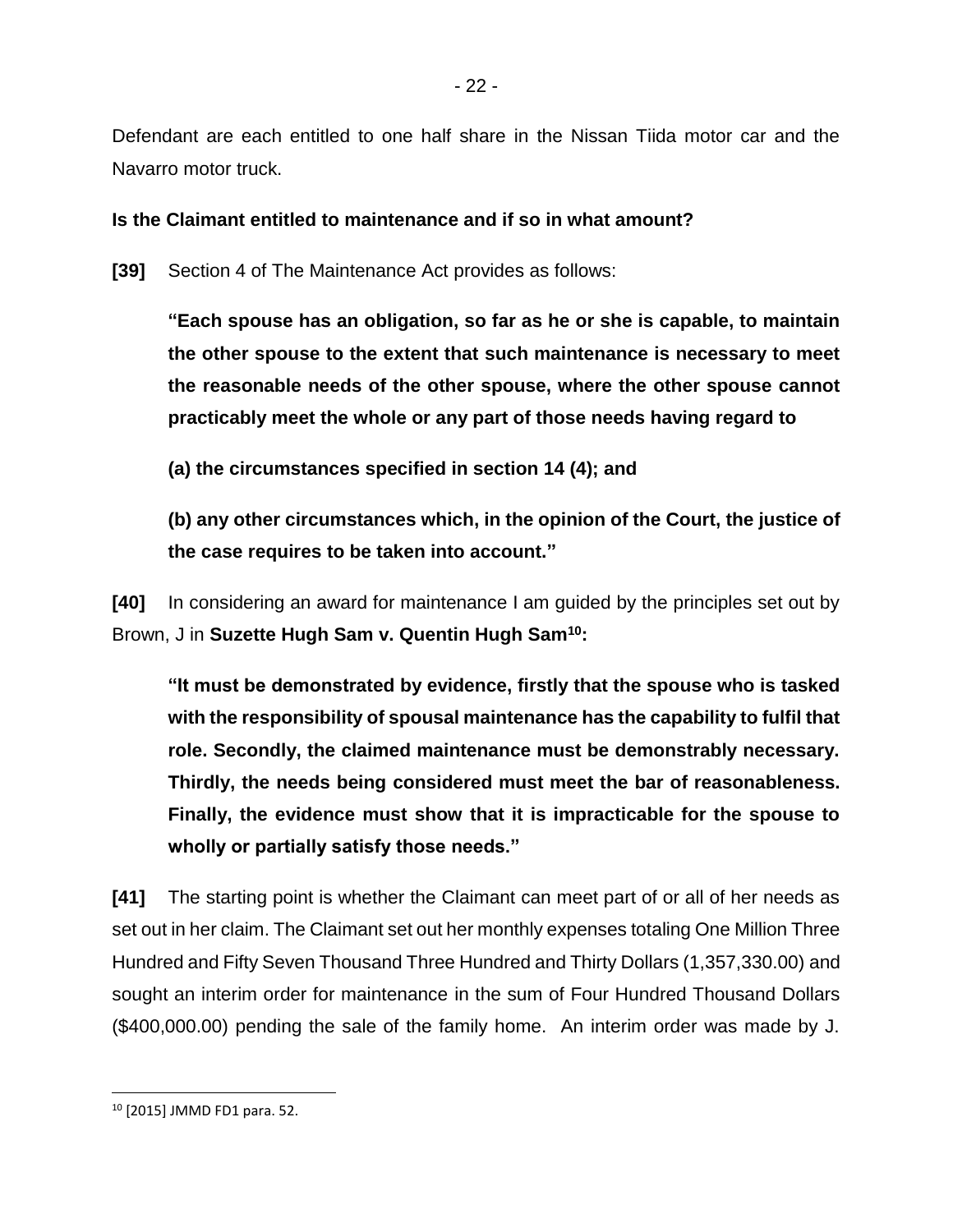Defendant are each entitled to one half share in the Nissan Tiida motor car and the Navarro motor truck.

**Is the Claimant entitled to maintenance and if so in what amount?**

**[39]** Section 4 of The Maintenance Act provides as follows:

> **"Each spouse has an obligation, so far as he or she is capable, to maintain the other spouse to the extent that such maintenance is necessary to meet the reasonable needs of the other spouse, where the other spouse cannot practicably meet the whole or any part of those needs having regard to**
>
> **(a) the circumstances specified in section 14 (4); and**
>
> **(b) any other circumstances which, in the opinion of the Court, the justice of the case requires to be taken into account."**

**[40]** In considering an award for maintenance I am guided by the principles set out by Brown, J in **Suzette Hugh Sam v. Quentin Hugh Sam[10]:**

> **"It must be demonstrated by evidence, firstly that the spouse who is tasked with the responsibility of spousal maintenance has the capability to fulfil that role. Secondly, the claimed maintenance must be demonstrably necessary. Thirdly, the needs being considered must meet the bar of reasonableness. Finally, the evidence must show that it is impracticable for the spouse to wholly or partially satisfy those needs."**

**[41]** The starting point is whether the Claimant can meet part of or all of her needs as set out in her claim. The Claimant set out her monthly expenses totaling One Million Three Hundred and Fifty Seven Thousand Three Hundred and Thirty Dollars (1,357,330.00) and sought an interim order for maintenance in the sum of Four Hundred Thousand Dollars ($400,000.00) pending the sale of the family home. An interim order was made by J.

---

[10] [2015] JMMD FD1 para. 52.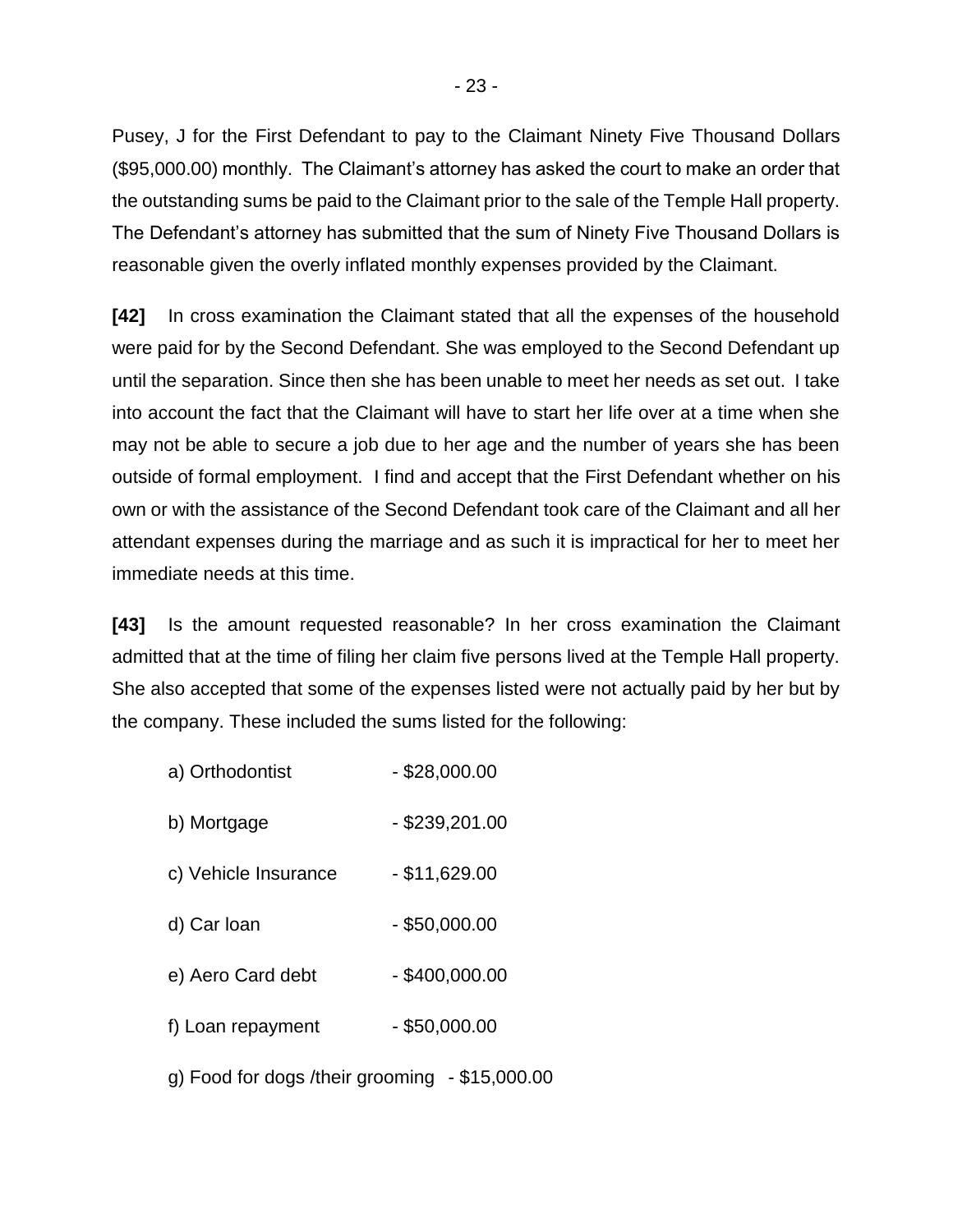Pusey, J for the First Defendant to pay to the Claimant Ninety Five Thousand Dollars ($95,000.00) monthly. The Claimant's attorney has asked the court to make an order that the outstanding sums be paid to the Claimant prior to the sale of the Temple Hall property. The Defendant's attorney has submitted that the sum of Ninety Five Thousand Dollars is reasonable given the overly inflated monthly expenses provided by the Claimant.

**[42]** In cross examination the Claimant stated that all the expenses of the household were paid for by the Second Defendant. She was employed to the Second Defendant up until the separation. Since then she has been unable to meet her needs as set out. I take into account the fact that the Claimant will have to start her life over at a time when she may not be able to secure a job due to her age and the number of years she has been outside of formal employment. I find and accept that the First Defendant whether on his own or with the assistance of the Second Defendant took care of the Claimant and all her attendant expenses during the marriage and as such it is impractical for her to meet her immediate needs at this time.

**[43]** Is the amount requested reasonable? In her cross examination the Claimant admitted that at the time of filing her claim five persons lived at the Temple Hall property. She also accepted that some of the expenses listed were not actually paid by her but by the company. These included the sums listed for the following:

a) Orthodontist - $28,000.00

b) Mortgage - $239,201.00

c) Vehicle Insurance - $11,629.00

d) Car loan - $50,000.00

e) Aero Card debt - $400,000.00

f) Loan repayment - $50,000.00

g) Food for dogs /their grooming - $15,000.00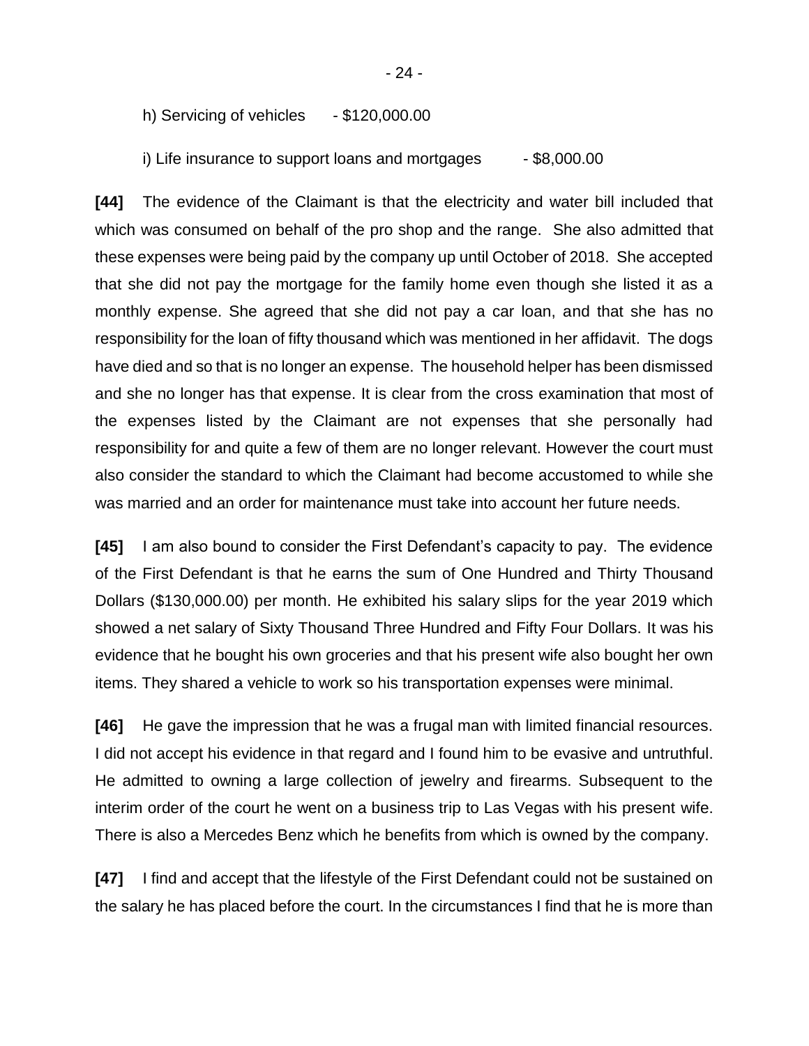h) Servicing of vehicles - $120,000.00

i) Life insurance to support loans and mortgages - $8,000.00

**[44]** The evidence of the Claimant is that the electricity and water bill included that which was consumed on behalf of the pro shop and the range. She also admitted that these expenses were being paid by the company up until October of 2018. She accepted that she did not pay the mortgage for the family home even though she listed it as a monthly expense. She agreed that she did not pay a car loan, and that she has no responsibility for the loan of fifty thousand which was mentioned in her affidavit. The dogs have died and so that is no longer an expense. The household helper has been dismissed and she no longer has that expense. It is clear from the cross examination that most of the expenses listed by the Claimant are not expenses that she personally had responsibility for and quite a few of them are no longer relevant. However the court must also consider the standard to which the Claimant had become accustomed to while she was married and an order for maintenance must take into account her future needs.

**[45]** I am also bound to consider the First Defendant's capacity to pay. The evidence of the First Defendant is that he earns the sum of One Hundred and Thirty Thousand Dollars ($130,000.00) per month. He exhibited his salary slips for the year 2019 which showed a net salary of Sixty Thousand Three Hundred and Fifty Four Dollars. It was his evidence that he bought his own groceries and that his present wife also bought her own items. They shared a vehicle to work so his transportation expenses were minimal.

**[46]** He gave the impression that he was a frugal man with limited financial resources. I did not accept his evidence in that regard and I found him to be evasive and untruthful. He admitted to owning a large collection of jewelry and firearms. Subsequent to the interim order of the court he went on a business trip to Las Vegas with his present wife. There is also a Mercedes Benz which he benefits from which is owned by the company.

**[47]** I find and accept that the lifestyle of the First Defendant could not be sustained on the salary he has placed before the court. In the circumstances I find that he is more than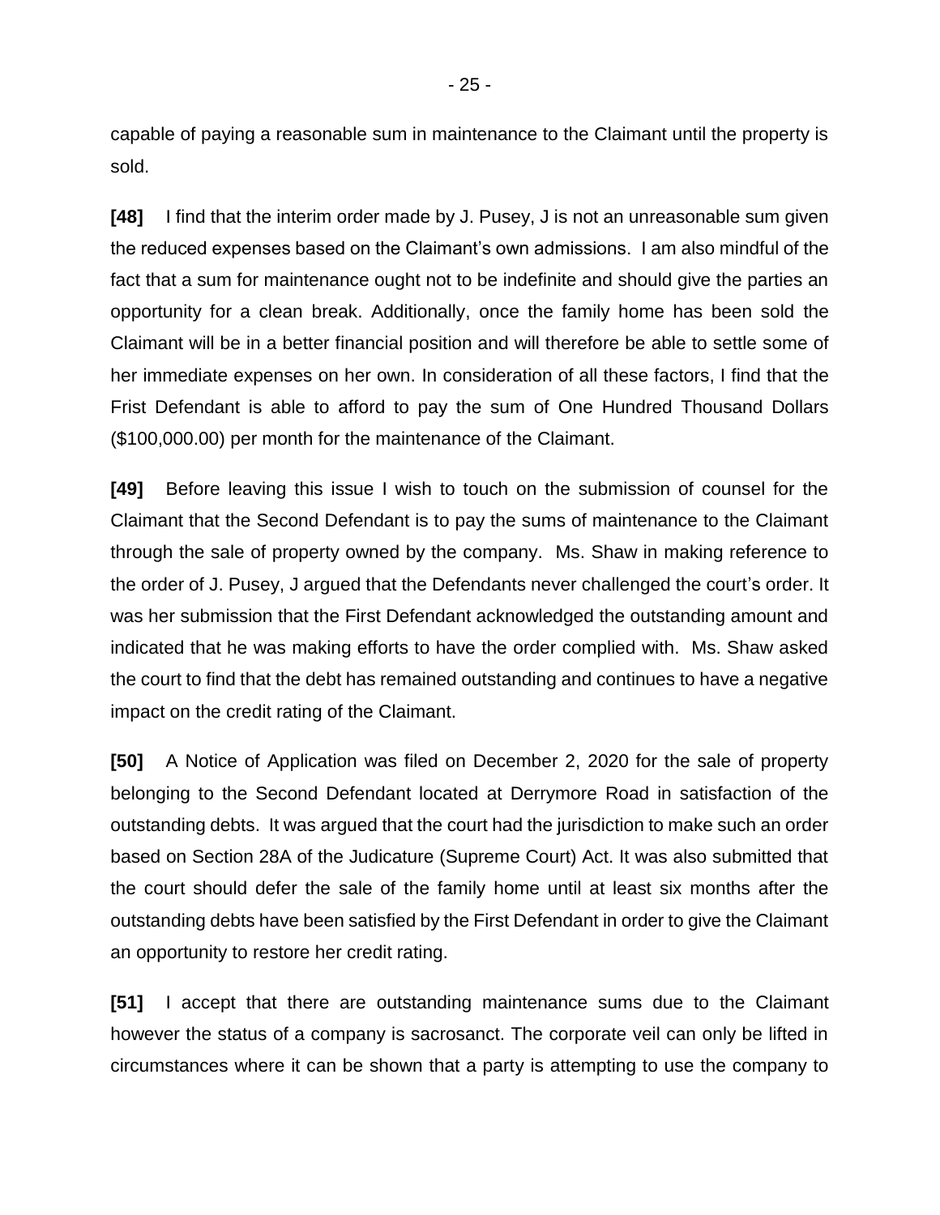capable of paying a reasonable sum in maintenance to the Claimant until the property is sold.

**[48]** I find that the interim order made by J. Pusey, J is not an unreasonable sum given the reduced expenses based on the Claimant's own admissions. I am also mindful of the fact that a sum for maintenance ought not to be indefinite and should give the parties an opportunity for a clean break. Additionally, once the family home has been sold the Claimant will be in a better financial position and will therefore be able to settle some of her immediate expenses on her own. In consideration of all these factors, I find that the Frist Defendant is able to afford to pay the sum of One Hundred Thousand Dollars ($100,000.00) per month for the maintenance of the Claimant.

**[49]** Before leaving this issue I wish to touch on the submission of counsel for the Claimant that the Second Defendant is to pay the sums of maintenance to the Claimant through the sale of property owned by the company. Ms. Shaw in making reference to the order of J. Pusey, J argued that the Defendants never challenged the court's order. It was her submission that the First Defendant acknowledged the outstanding amount and indicated that he was making efforts to have the order complied with. Ms. Shaw asked the court to find that the debt has remained outstanding and continues to have a negative impact on the credit rating of the Claimant.

**[50]** A Notice of Application was filed on December 2, 2020 for the sale of property belonging to the Second Defendant located at Derrymore Road in satisfaction of the outstanding debts. It was argued that the court had the jurisdiction to make such an order based on Section 28A of the Judicature (Supreme Court) Act. It was also submitted that the court should defer the sale of the family home until at least six months after the outstanding debts have been satisfied by the First Defendant in order to give the Claimant an opportunity to restore her credit rating.

**[51]** I accept that there are outstanding maintenance sums due to the Claimant however the status of a company is sacrosanct. The corporate veil can only be lifted in circumstances where it can be shown that a party is attempting to use the company to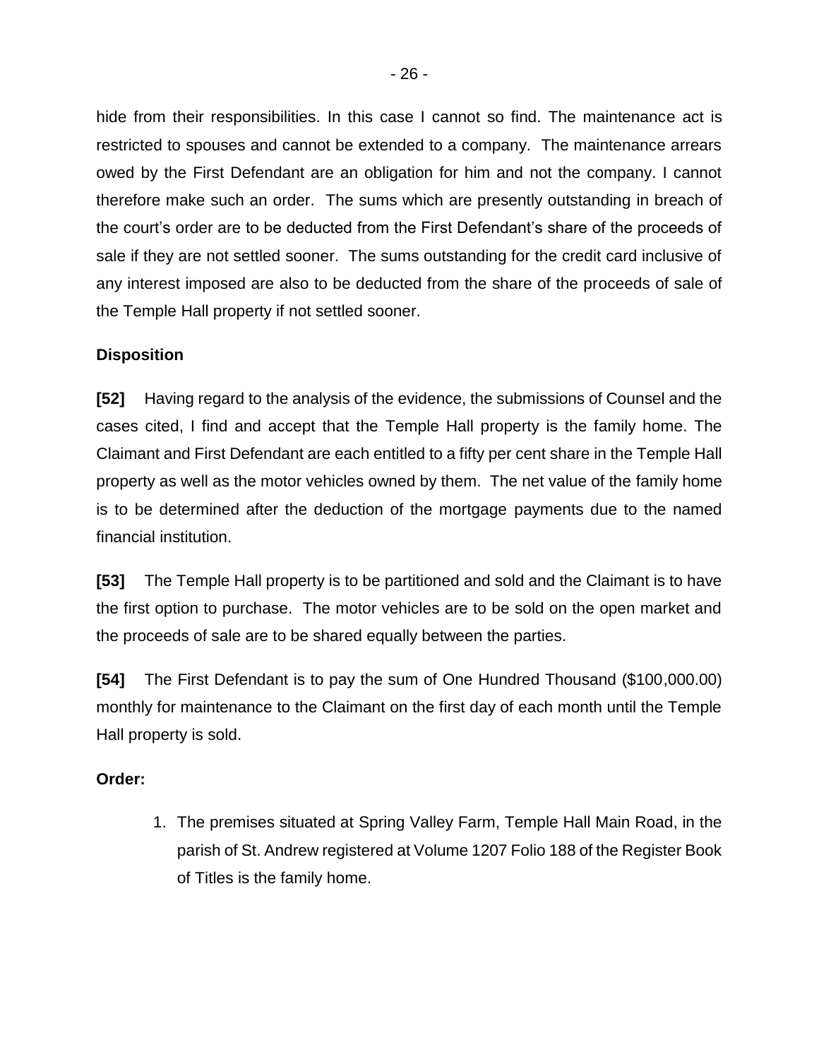hide from their responsibilities. In this case I cannot so find. The maintenance act is restricted to spouses and cannot be extended to a company. The maintenance arrears owed by the First Defendant are an obligation for him and not the company. I cannot therefore make such an order. The sums which are presently outstanding in breach of the court's order are to be deducted from the First Defendant's share of the proceeds of sale if they are not settled sooner. The sums outstanding for the credit card inclusive of any interest imposed are also to be deducted from the share of the proceeds of sale of the Temple Hall property if not settled sooner.

**Disposition**

**[52]** Having regard to the analysis of the evidence, the submissions of Counsel and the cases cited, I find and accept that the Temple Hall property is the family home. The Claimant and First Defendant are each entitled to a fifty per cent share in the Temple Hall property as well as the motor vehicles owned by them. The net value of the family home is to be determined after the deduction of the mortgage payments due to the named financial institution.

**[53]** The Temple Hall property is to be partitioned and sold and the Claimant is to have the first option to purchase. The motor vehicles are to be sold on the open market and the proceeds of sale are to be shared equally between the parties.

**[54]** The First Defendant is to pay the sum of One Hundred Thousand ($100,000.00) monthly for maintenance to the Claimant on the first day of each month until the Temple Hall property is sold.

**Order:**

1. The premises situated at Spring Valley Farm, Temple Hall Main Road, in the parish of St. Andrew registered at Volume 1207 Folio 188 of the Register Book of Titles is the family home.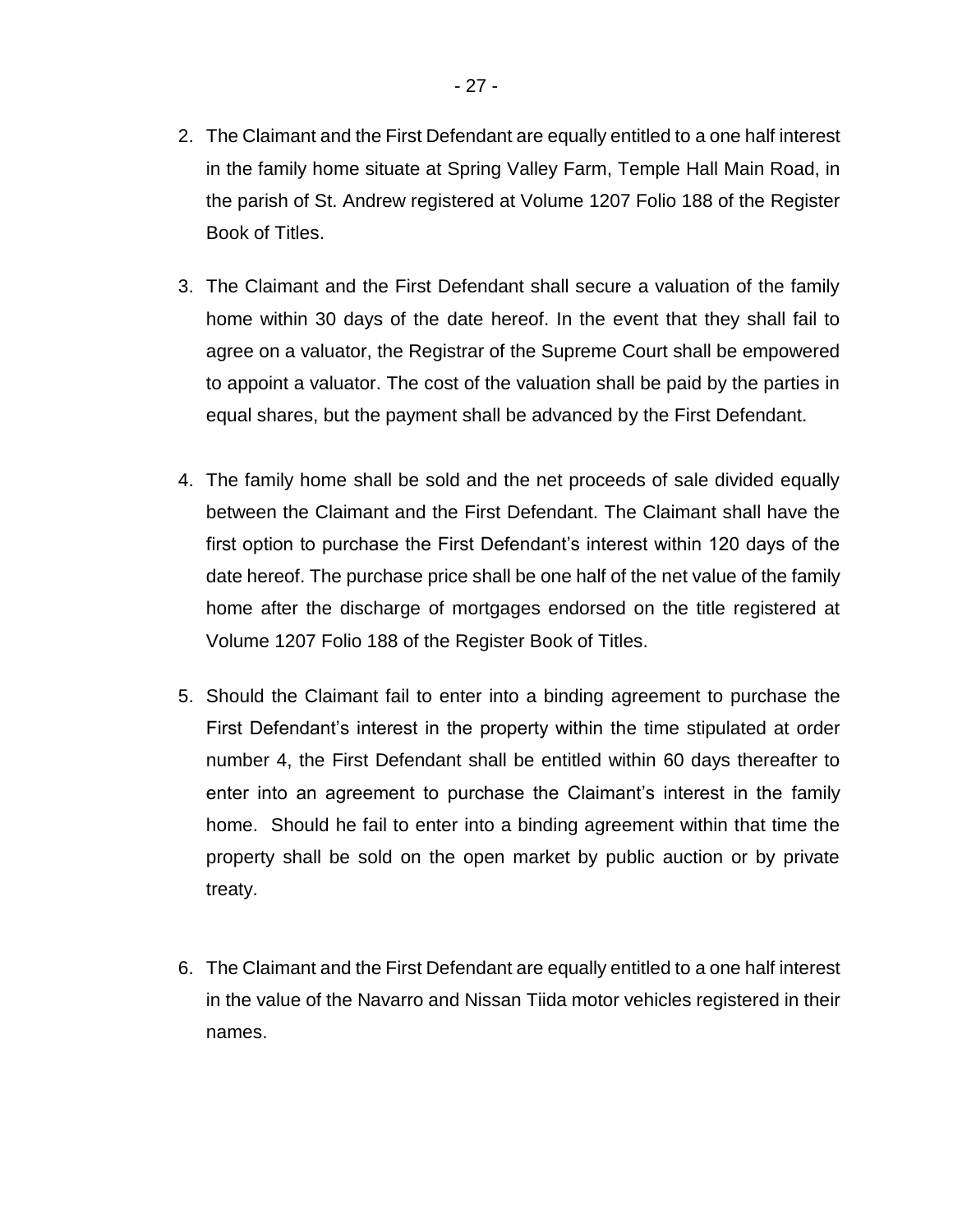2. The Claimant and the First Defendant are equally entitled to a one half interest in the family home situate at Spring Valley Farm, Temple Hall Main Road, in the parish of St. Andrew registered at Volume 1207 Folio 188 of the Register Book of Titles.

3. The Claimant and the First Defendant shall secure a valuation of the family home within 30 days of the date hereof. In the event that they shall fail to agree on a valuator, the Registrar of the Supreme Court shall be empowered to appoint a valuator. The cost of the valuation shall be paid by the parties in equal shares, but the payment shall be advanced by the First Defendant.

4. The family home shall be sold and the net proceeds of sale divided equally between the Claimant and the First Defendant. The Claimant shall have the first option to purchase the First Defendant's interest within 120 days of the date hereof. The purchase price shall be one half of the net value of the family home after the discharge of mortgages endorsed on the title registered at Volume 1207 Folio 188 of the Register Book of Titles.

5. Should the Claimant fail to enter into a binding agreement to purchase the First Defendant's interest in the property within the time stipulated at order number 4, the First Defendant shall be entitled within 60 days thereafter to enter into an agreement to purchase the Claimant's interest in the family home. Should he fail to enter into a binding agreement within that time the property shall be sold on the open market by public auction or by private treaty.

6. The Claimant and the First Defendant are equally entitled to a one half interest in the value of the Navarro and Nissan Tiida motor vehicles registered in their names.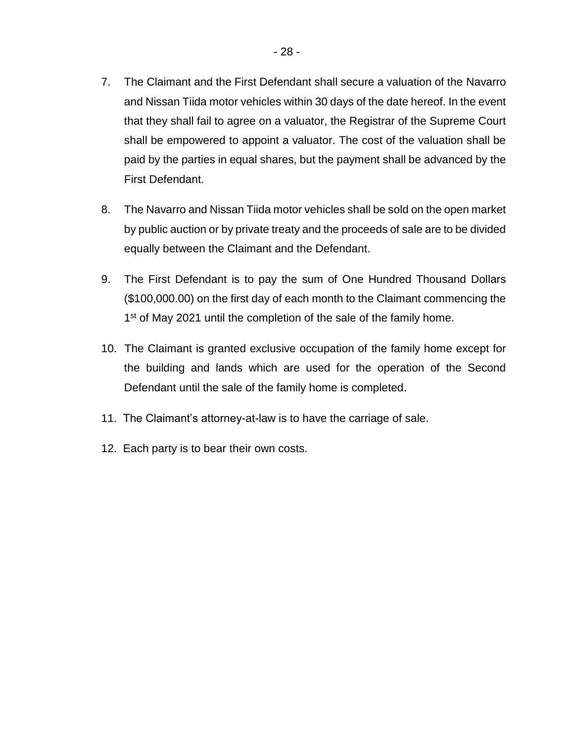7. The Claimant and the First Defendant shall secure a valuation of the Navarro and Nissan Tiida motor vehicles within 30 days of the date hereof. In the event that they shall fail to agree on a valuator, the Registrar of the Supreme Court shall be empowered to appoint a valuator. The cost of the valuation shall be paid by the parties in equal shares, but the payment shall be advanced by the First Defendant.

8. The Navarro and Nissan Tiida motor vehicles shall be sold on the open market by public auction or by private treaty and the proceeds of sale are to be divided equally between the Claimant and the Defendant.

9. The First Defendant is to pay the sum of One Hundred Thousand Dollars ($100,000.00) on the first day of each month to the Claimant commencing the 1st of May 2021 until the completion of the sale of the family home.

10. The Claimant is granted exclusive occupation of the family home except for the building and lands which are used for the operation of the Second Defendant until the sale of the family home is completed.

11. The Claimant's attorney-at-law is to have the carriage of sale.

12. Each party is to bear their own costs.